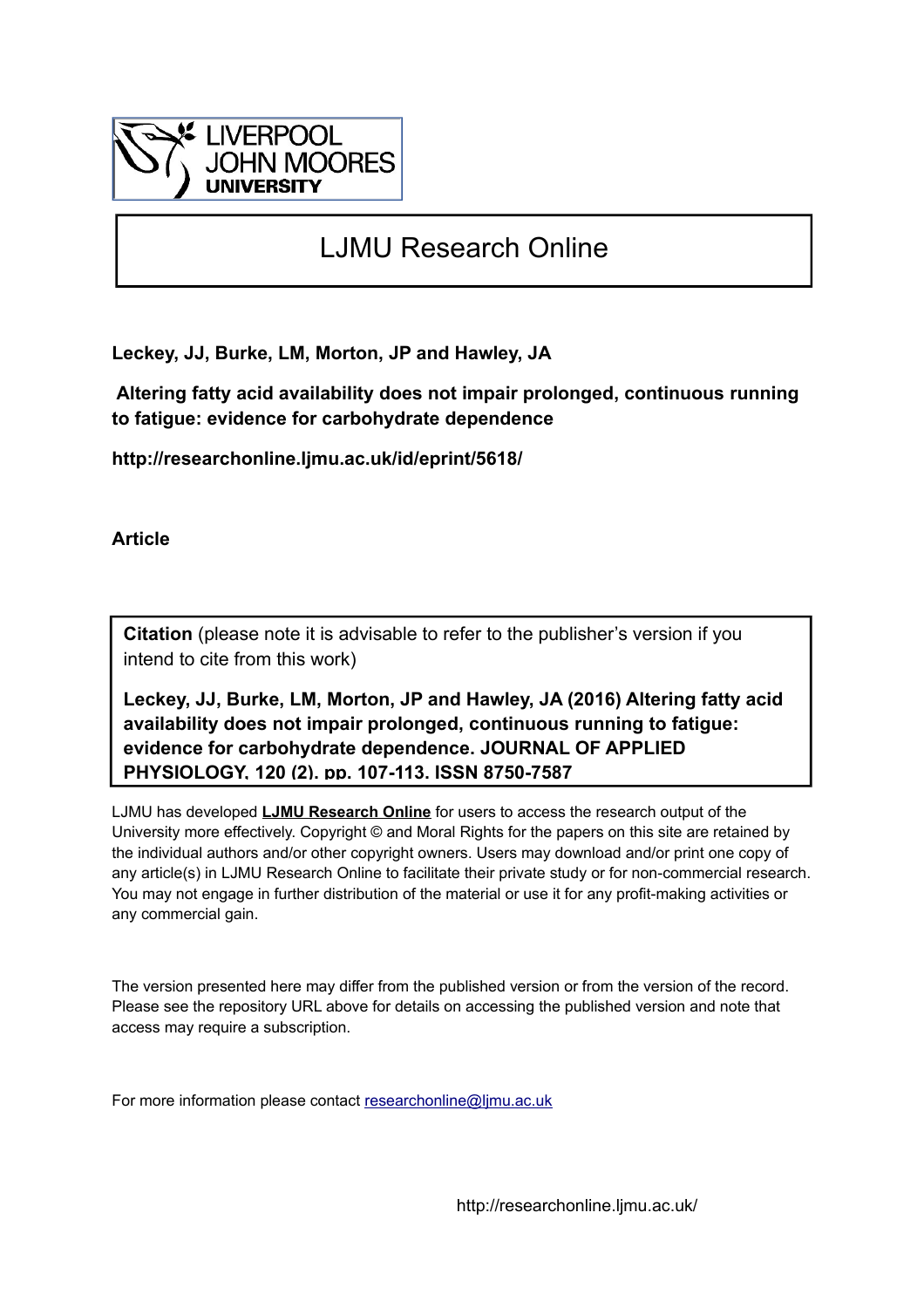LIVERPOOL JOHN MOORES UNIVERSITY

# LJMU Research Online

**Leckey, JJ, Burke, LM, Morton, JP and Hawley, JA**

**Altering fatty acid availability does not impair prolonged, continuous running to fatigue: evidence for carbohydrate dependence**

**http://researchonline.ljmu.ac.uk/id/eprint/5618/**

**Article**

**Citation** (please note it is advisable to refer to the publisher's version if you intend to cite from this work)

**Leckey, JJ, Burke, LM, Morton, JP and Hawley, JA (2016) Altering fatty acid availability does not impair prolonged, continuous running to fatigue: evidence for carbohydrate dependence. JOURNAL OF APPLIED PHYSIOLOGY, 120 (2). pp. 107-113. ISSN 8750-7587**

LJMU has developed **LJMU Research Online** for users to access the research output of the University more effectively. Copyright © and Moral Rights for the papers on this site are retained by the individual authors and/or other copyright owners. Users may download and/or print one copy of any article(s) in LJMU Research Online to facilitate their private study or for non-commercial research. You may not engage in further distribution of the material or use it for any profit-making activities or any commercial gain.

The version presented here may differ from the published version or from the version of the record. Please see the repository URL above for details on accessing the published version and note that access may require a subscription.

For more information please contact researchonline@ljmu.ac.uk

http://researchonline.ljmu.ac.uk/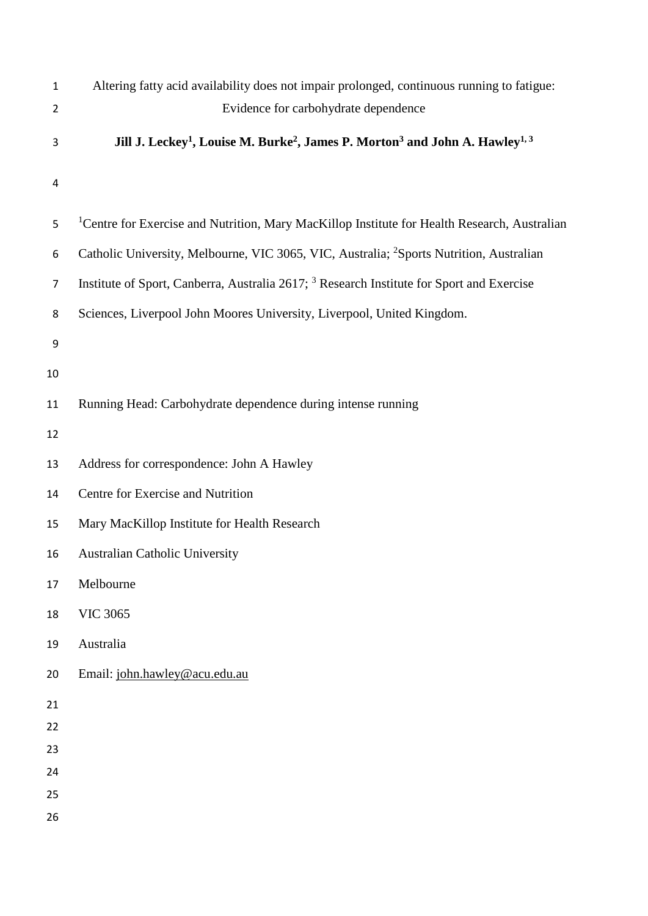# Altering fatty acid availability does not impair prolonged, continuous running to fatigue: Evidence for carbohydrate dependence

**Jill J. Leckey[1], Louise M. Burke[2], James P. Morton[3] and John A. Hawley[1, 3]**

[1]Centre for Exercise and Nutrition, Mary MacKillop Institute for Health Research, Australian Catholic University, Melbourne, VIC 3065, VIC, Australia; [2]Sports Nutrition, Australian Institute of Sport, Canberra, Australia 2617; [3] Research Institute for Sport and Exercise Sciences, Liverpool John Moores University, Liverpool, United Kingdom.

Running Head: Carbohydrate dependence during intense running

Address for correspondence: John A Hawley

Centre for Exercise and Nutrition

Mary MacKillop Institute for Health Research

Australian Catholic University

Melbourne

VIC 3065

Australia

Email: john.hawley@acu.edu.au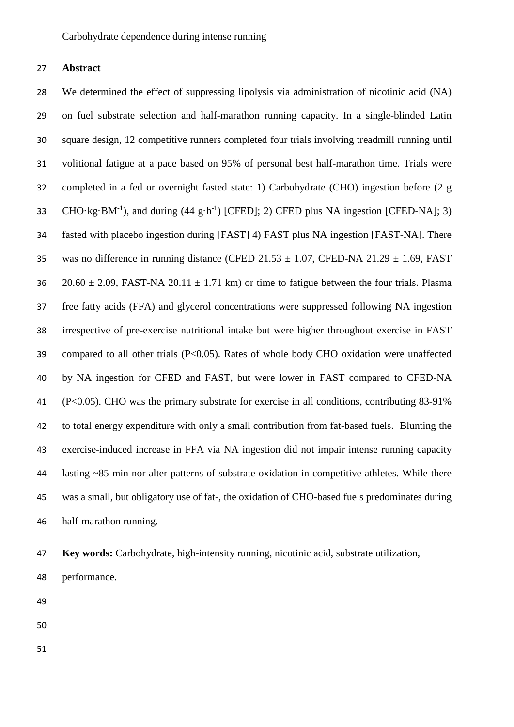## Abstract

We determined the effect of suppressing lipolysis via administration of nicotinic acid (NA) on fuel substrate selection and half-marathon running capacity. In a single-blinded Latin square design, 12 competitive runners completed four trials involving treadmill running until volitional fatigue at a pace based on 95% of personal best half-marathon time. Trials were completed in a fed or overnight fasted state: 1) Carbohydrate (CHO) ingestion before (2 g CHO·kg·BM$^{-1}$), and during (44 g·h$^{-1}$) [CFED]; 2) CFED plus NA ingestion [CFED-NA]; 3) fasted with placebo ingestion during [FAST] 4) FAST plus NA ingestion [FAST-NA]. There was no difference in running distance (CFED 21.53 ± 1.07, CFED-NA 21.29 ± 1.69, FAST 20.60 ± 2.09, FAST-NA 20.11 ± 1.71 km) or time to fatigue between the four trials. Plasma free fatty acids (FFA) and glycerol concentrations were suppressed following NA ingestion irrespective of pre-exercise nutritional intake but were higher throughout exercise in FAST compared to all other trials ($P<0.05$). Rates of whole body CHO oxidation were unaffected by NA ingestion for CFED and FAST, but were lower in FAST compared to CFED-NA ($P<0.05$). CHO was the primary substrate for exercise in all conditions, contributing 83-91% to total energy expenditure with only a small contribution from fat-based fuels. Blunting the exercise-induced increase in FFA via NA ingestion did not impair intense running capacity lasting ~85 min nor alter patterns of substrate oxidation in competitive athletes. While there was a small, but obligatory use of fat-, the oxidation of CHO-based fuels predominates during half-marathon running.

**Key words:** Carbohydrate, high-intensity running, nicotinic acid, substrate utilization, performance.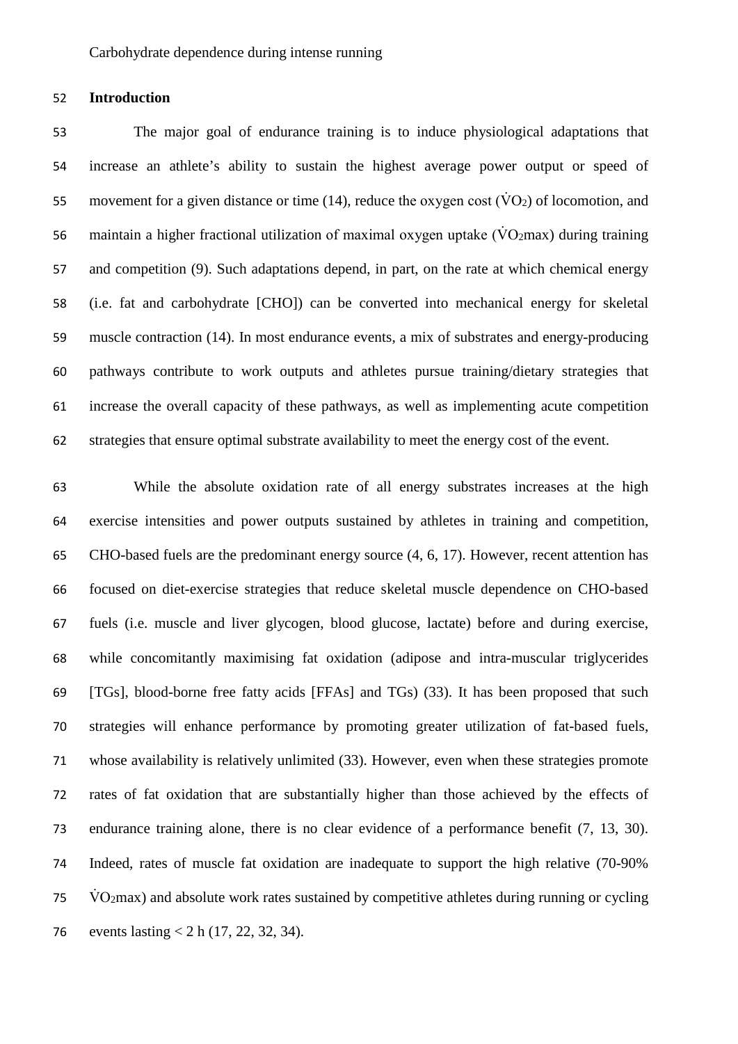## Introduction

The major goal of endurance training is to induce physiological adaptations that increase an athlete's ability to sustain the highest average power output or speed of movement for a given distance or time (14), reduce the oxygen cost ($\dot{V}O_2$) of locomotion, and maintain a higher fractional utilization of maximal oxygen uptake ($\dot{V}O_2$max) during training and competition (9). Such adaptations depend, in part, on the rate at which chemical energy (i.e. fat and carbohydrate [CHO]) can be converted into mechanical energy for skeletal muscle contraction (14). In most endurance events, a mix of substrates and energy-producing pathways contribute to work outputs and athletes pursue training/dietary strategies that increase the overall capacity of these pathways, as well as implementing acute competition strategies that ensure optimal substrate availability to meet the energy cost of the event.

While the absolute oxidation rate of all energy substrates increases at the high exercise intensities and power outputs sustained by athletes in training and competition, CHO-based fuels are the predominant energy source (4, 6, 17). However, recent attention has focused on diet-exercise strategies that reduce skeletal muscle dependence on CHO-based fuels (i.e. muscle and liver glycogen, blood glucose, lactate) before and during exercise, while concomitantly maximising fat oxidation (adipose and intra-muscular triglycerides [TGs], blood-borne free fatty acids [FFAs] and TGs) (33). It has been proposed that such strategies will enhance performance by promoting greater utilization of fat-based fuels, whose availability is relatively unlimited (33). However, even when these strategies promote rates of fat oxidation that are substantially higher than those achieved by the effects of endurance training alone, there is no clear evidence of a performance benefit (7, 13, 30). Indeed, rates of muscle fat oxidation are inadequate to support the high relative (70-90% $\dot{V}O_2$max) and absolute work rates sustained by competitive athletes during running or cycling events lasting < 2 h (17, 22, 32, 34).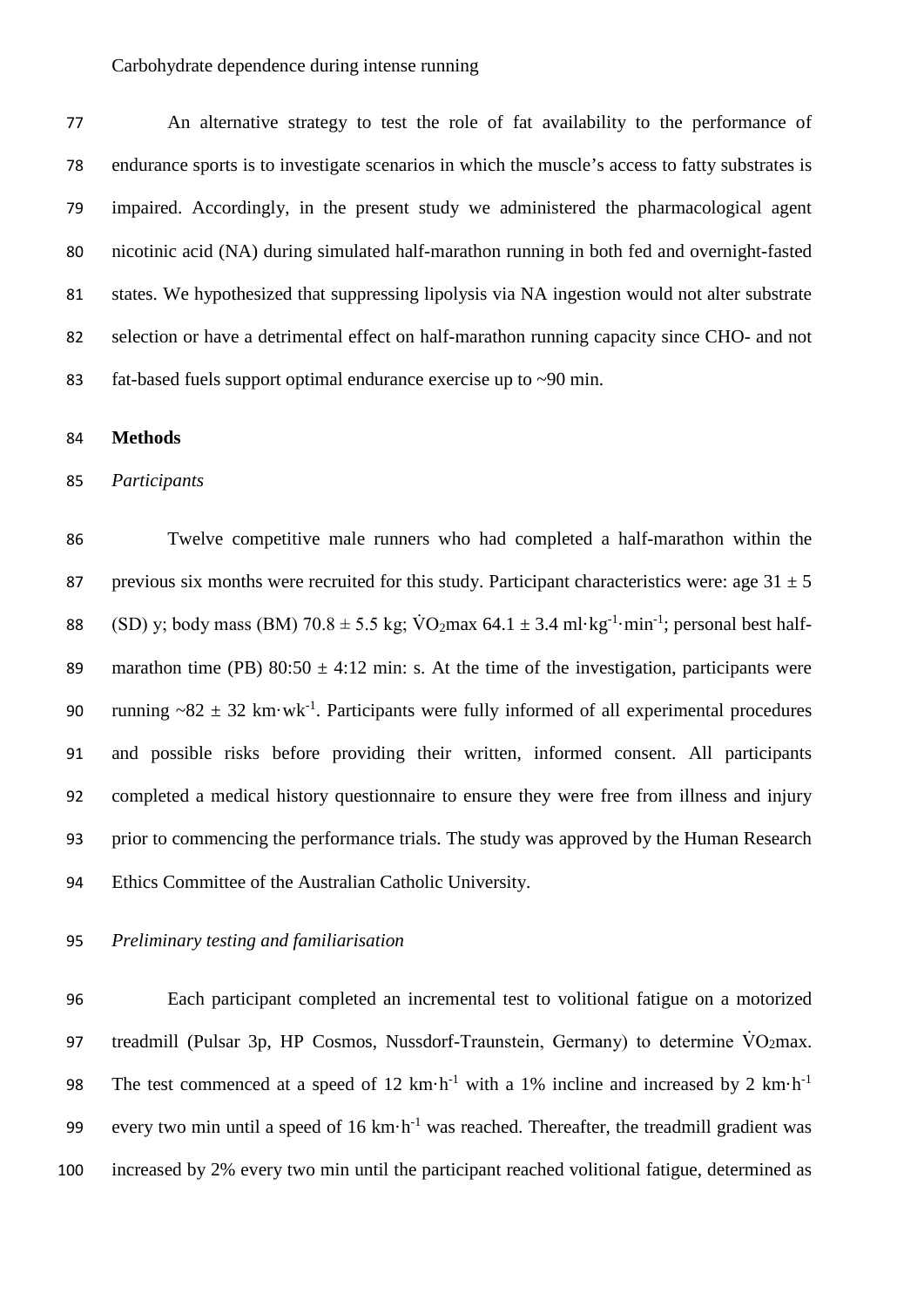An alternative strategy to test the role of fat availability to the performance of endurance sports is to investigate scenarios in which the muscle's access to fatty substrates is impaired. Accordingly, in the present study we administered the pharmacological agent nicotinic acid (NA) during simulated half-marathon running in both fed and overnight-fasted states. We hypothesized that suppressing lipolysis via NA ingestion would not alter substrate selection or have a detrimental effect on half-marathon running capacity since CHO- and not fat-based fuels support optimal endurance exercise up to ~90 min.

## Methods

### *Participants*

Twelve competitive male runners who had completed a half-marathon within the previous six months were recruited for this study. Participant characteristics were: age 31 ± 5 (SD) y; body mass (BM) 70.8 ± 5.5 kg; $\dot{V}O_2max$ 64.1 ± 3.4 $ml \cdot kg^{-1} \cdot min^{-1}$; personal best half-marathon time (PB) 80:50 ± 4:12 min: s. At the time of the investigation, participants were running ~82 ± 32 $km \cdot wk^{-1}$. Participants were fully informed of all experimental procedures and possible risks before providing their written, informed consent. All participants completed a medical history questionnaire to ensure they were free from illness and injury prior to commencing the performance trials. The study was approved by the Human Research Ethics Committee of the Australian Catholic University.

### *Preliminary testing and familiarisation*

Each participant completed an incremental test to volitional fatigue on a motorized treadmill (Pulsar 3p, HP Cosmos, Nussdorf-Traunstein, Germany) to determine $\dot{V}O_2max$. The test commenced at a speed of 12 $km \cdot h^{-1}$ with a 1% incline and increased by 2 $km \cdot h^{-1}$ every two min until a speed of 16 $km \cdot h^{-1}$ was reached. Thereafter, the treadmill gradient was increased by 2% every two min until the participant reached volitional fatigue, determined as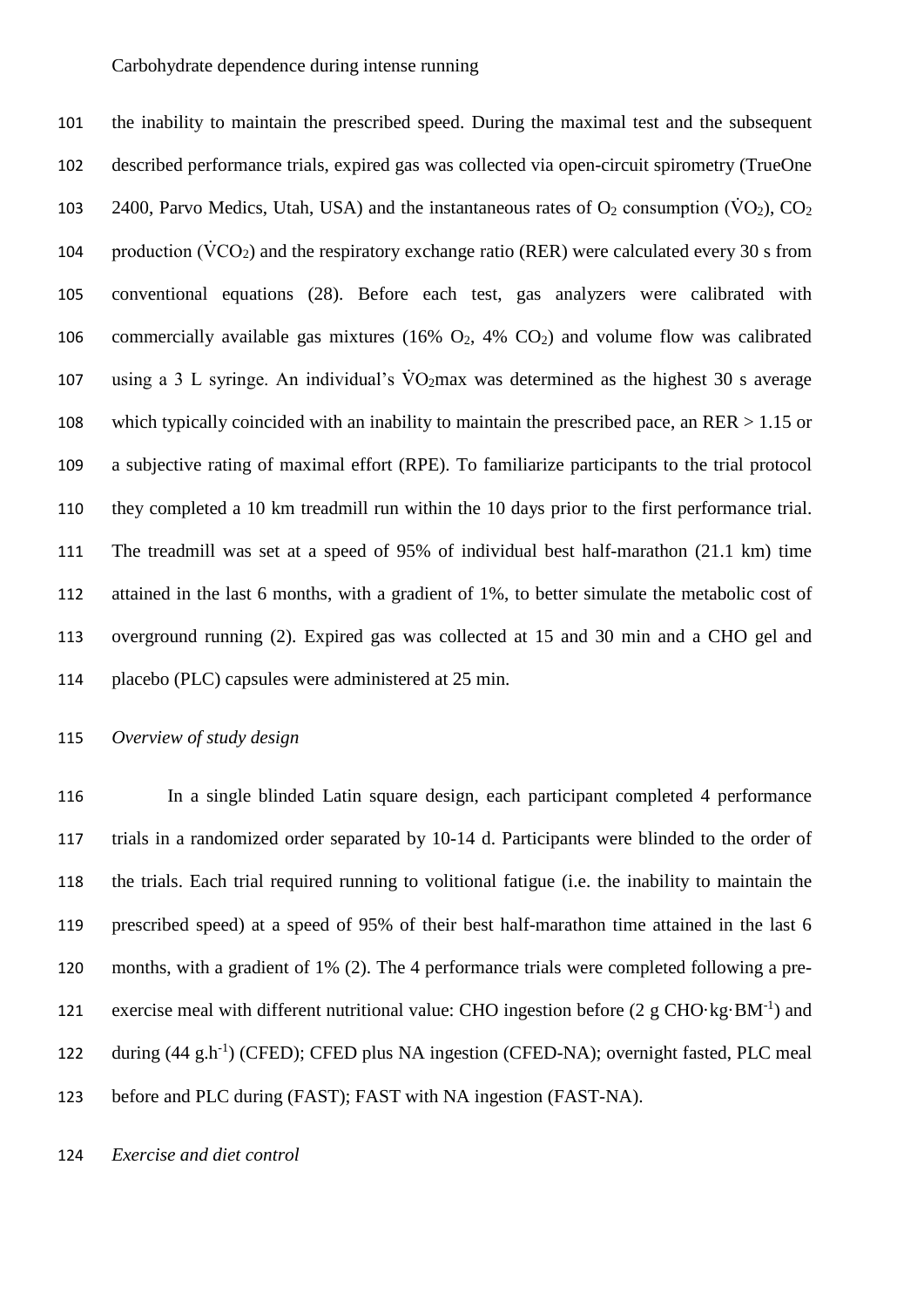the inability to maintain the prescribed speed. During the maximal test and the subsequent described performance trials, expired gas was collected via open-circuit spirometry (TrueOne 2400, Parvo Medics, Utah, USA) and the instantaneous rates of $O_2$ consumption ($\dot{V}O_2$), $CO_2$ production ($\dot{V}CO_2$) and the respiratory exchange ratio (RER) were calculated every 30 s from conventional equations (28). Before each test, gas analyzers were calibrated with commercially available gas mixtures (16% $O_2$, 4% $CO_2$) and volume flow was calibrated using a 3 L syringe. An individual's $\dot{V}O_2$max was determined as the highest 30 s average which typically coincided with an inability to maintain the prescribed pace, an RER > 1.15 or a subjective rating of maximal effort (RPE). To familiarize participants to the trial protocol they completed a 10 km treadmill run within the 10 days prior to the first performance trial. The treadmill was set at a speed of 95% of individual best half-marathon (21.1 km) time attained in the last 6 months, with a gradient of 1%, to better simulate the metabolic cost of overground running (2). Expired gas was collected at 15 and 30 min and a CHO gel and placebo (PLC) capsules were administered at 25 min.

*Overview of study design*

In a single blinded Latin square design, each participant completed 4 performance trials in a randomized order separated by 10-14 d. Participants were blinded to the order of the trials. Each trial required running to volitional fatigue (i.e. the inability to maintain the prescribed speed) at a speed of 95% of their best half-marathon time attained in the last 6 months, with a gradient of 1% (2). The 4 performance trials were completed following a pre-exercise meal with different nutritional value: CHO ingestion before (2 g CHO·kg·$BM^{-1}$) and during (44 $g.h^{-1}$) (CFED); CFED plus NA ingestion (CFED-NA); overnight fasted, PLC meal before and PLC during (FAST); FAST with NA ingestion (FAST-NA).

*Exercise and diet control*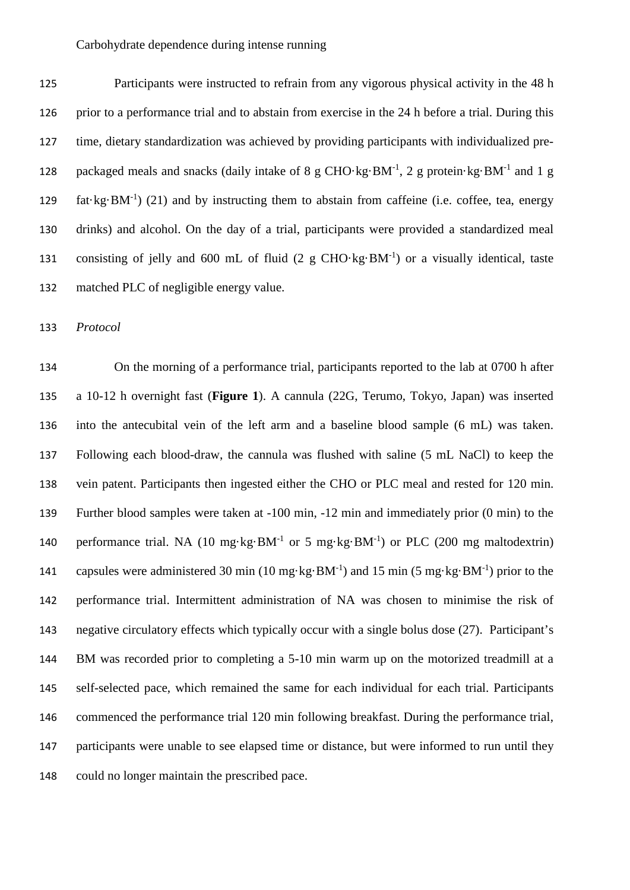Participants were instructed to refrain from any vigorous physical activity in the 48 h prior to a performance trial and to abstain from exercise in the 24 h before a trial. During this time, dietary standardization was achieved by providing participants with individualized pre-packaged meals and snacks (daily intake of 8 g CHO·kg·BM$^{-1}$, 2 g protein·kg·BM$^{-1}$ and 1 g fat·kg·BM$^{-1}$) (21) and by instructing them to abstain from caffeine (i.e. coffee, tea, energy drinks) and alcohol. On the day of a trial, participants were provided a standardized meal consisting of jelly and 600 mL of fluid (2 g CHO·kg·BM$^{-1}$) or a visually identical, taste matched PLC of negligible energy value.

*Protocol*

On the morning of a performance trial, participants reported to the lab at 0700 h after a 10-12 h overnight fast (**Figure 1**). A cannula (22G, Terumo, Tokyo, Japan) was inserted into the antecubital vein of the left arm and a baseline blood sample (6 mL) was taken. Following each blood-draw, the cannula was flushed with saline (5 mL NaCl) to keep the vein patent. Participants then ingested either the CHO or PLC meal and rested for 120 min. Further blood samples were taken at -100 min, -12 min and immediately prior (0 min) to the performance trial. NA (10 mg·kg·BM$^{-1}$ or 5 mg·kg·BM$^{-1}$) or PLC (200 mg maltodextrin) capsules were administered 30 min (10 mg·kg·BM$^{-1}$) and 15 min (5 mg·kg·BM$^{-1}$) prior to the performance trial. Intermittent administration of NA was chosen to minimise the risk of negative circulatory effects which typically occur with a single bolus dose (27). Participant's BM was recorded prior to completing a 5-10 min warm up on the motorized treadmill at a self-selected pace, which remained the same for each individual for each trial. Participants commenced the performance trial 120 min following breakfast. During the performance trial, participants were unable to see elapsed time or distance, but were informed to run until they could no longer maintain the prescribed pace.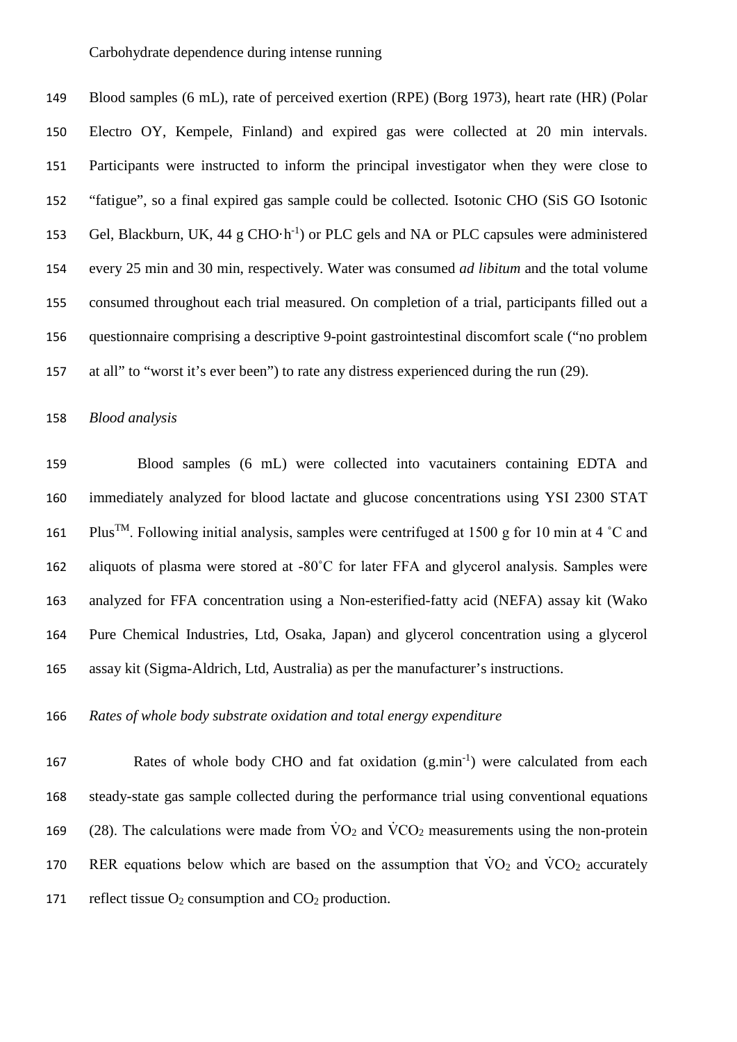Blood samples (6 mL), rate of perceived exertion (RPE) (Borg 1973), heart rate (HR) (Polar Electro OY, Kempele, Finland) and expired gas were collected at 20 min intervals. Participants were instructed to inform the principal investigator when they were close to "fatigue", so a final expired gas sample could be collected. Isotonic CHO (SiS GO Isotonic Gel, Blackburn, UK, 44 g $CHO \cdot h^{-1}$) or PLC gels and NA or PLC capsules were administered every 25 min and 30 min, respectively. Water was consumed *ad libitum* and the total volume consumed throughout each trial measured. On completion of a trial, participants filled out a questionnaire comprising a descriptive 9-point gastrointestinal discomfort scale ("no problem at all" to "worst it's ever been") to rate any distress experienced during the run (29).

*Blood analysis*

Blood samples (6 mL) were collected into vacutainers containing EDTA and immediately analyzed for blood lactate and glucose concentrations using YSI 2300 STAT Plus™. Following initial analysis, samples were centrifuged at 1500 g for 10 min at 4 ˚C and aliquots of plasma were stored at -80˚C for later FFA and glycerol analysis. Samples were analyzed for FFA concentration using a Non-esterified-fatty acid (NEFA) assay kit (Wako Pure Chemical Industries, Ltd, Osaka, Japan) and glycerol concentration using a glycerol assay kit (Sigma-Aldrich, Ltd, Australia) as per the manufacturer's instructions.

*Rates of whole body substrate oxidation and total energy expenditure*

Rates of whole body CHO and fat oxidation ($g.min^{-1}$) were calculated from each steady-state gas sample collected during the performance trial using conventional equations (28). The calculations were made from $\dot{V}O_2$ and $\dot{V}CO_2$ measurements using the non-protein RER equations below which are based on the assumption that $\dot{V}O_2$ and $\dot{V}CO_2$ accurately reflect tissue $O_2$ consumption and $CO_2$ production.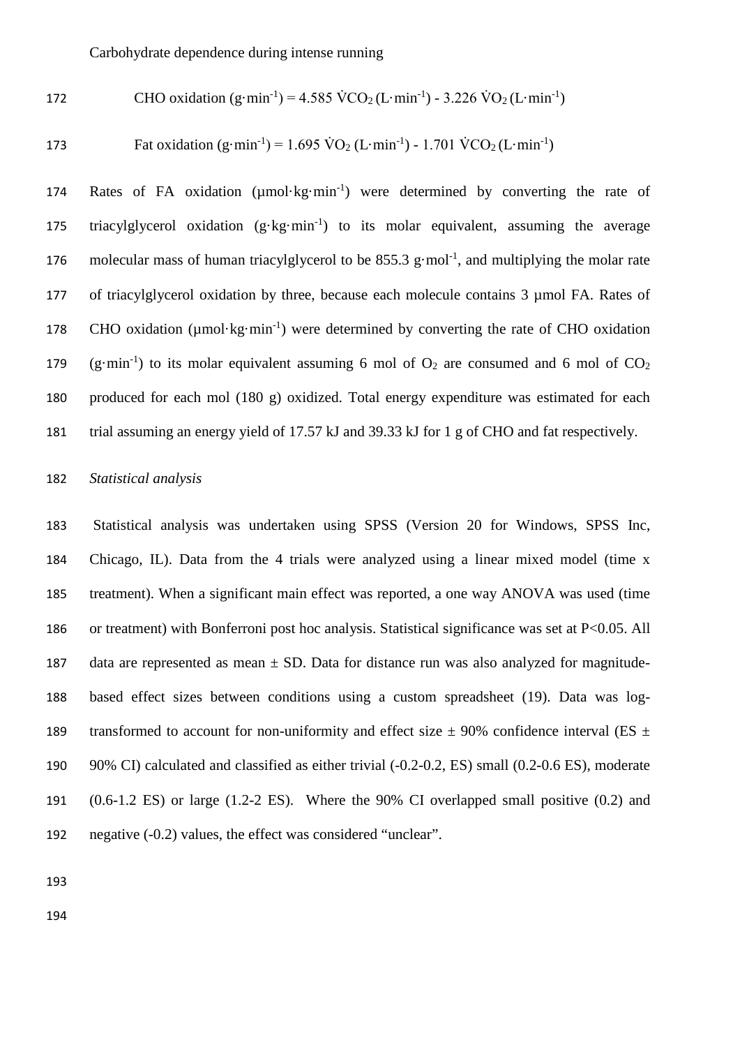$$\text{CHO oxidation (g·min}^{-1}\text{)} = 4.585\ \dot{V}CO_2\ (\text{L·min}^{-1}) - 3.226\ \dot{V}O_2\ (\text{L·min}^{-1})$$

$$\text{Fat oxidation (g·min}^{-1}\text{)} = 1.695\ \dot{V}O_2\ (\text{L·min}^{-1}) - 1.701\ \dot{V}CO_2\ (\text{L·min}^{-1})$$

Rates of FA oxidation (μmol·kg·min$^{-1}$) were determined by converting the rate of triacylglycerol oxidation (g·kg·min$^{-1}$) to its molar equivalent, assuming the average molecular mass of human triacylglycerol to be 855.3 g·mol$^{-1}$, and multiplying the molar rate of triacylglycerol oxidation by three, because each molecule contains 3 μmol FA. Rates of CHO oxidation (μmol·kg·min$^{-1}$) were determined by converting the rate of CHO oxidation (g·min$^{-1}$) to its molar equivalent assuming 6 mol of $O_2$ are consumed and 6 mol of $CO_2$ produced for each mol (180 g) oxidized. Total energy expenditure was estimated for each trial assuming an energy yield of 17.57 kJ and 39.33 kJ for 1 g of CHO and fat respectively.

*Statistical analysis*

Statistical analysis was undertaken using SPSS (Version 20 for Windows, SPSS Inc, Chicago, IL). Data from the 4 trials were analyzed using a linear mixed model (time x treatment). When a significant main effect was reported, a one way ANOVA was used (time or treatment) with Bonferroni post hoc analysis. Statistical significance was set at $P<0.05$. All data are represented as mean ± SD. Data for distance run was also analyzed for magnitude-based effect sizes between conditions using a custom spreadsheet (19). Data was log-transformed to account for non-uniformity and effect size ± 90% confidence interval (ES ± 90% CI) calculated and classified as either trivial (-0.2-0.2, ES) small (0.2-0.6 ES), moderate (0.6-1.2 ES) or large (1.2-2 ES). Where the 90% CI overlapped small positive (0.2) and negative (-0.2) values, the effect was considered "unclear".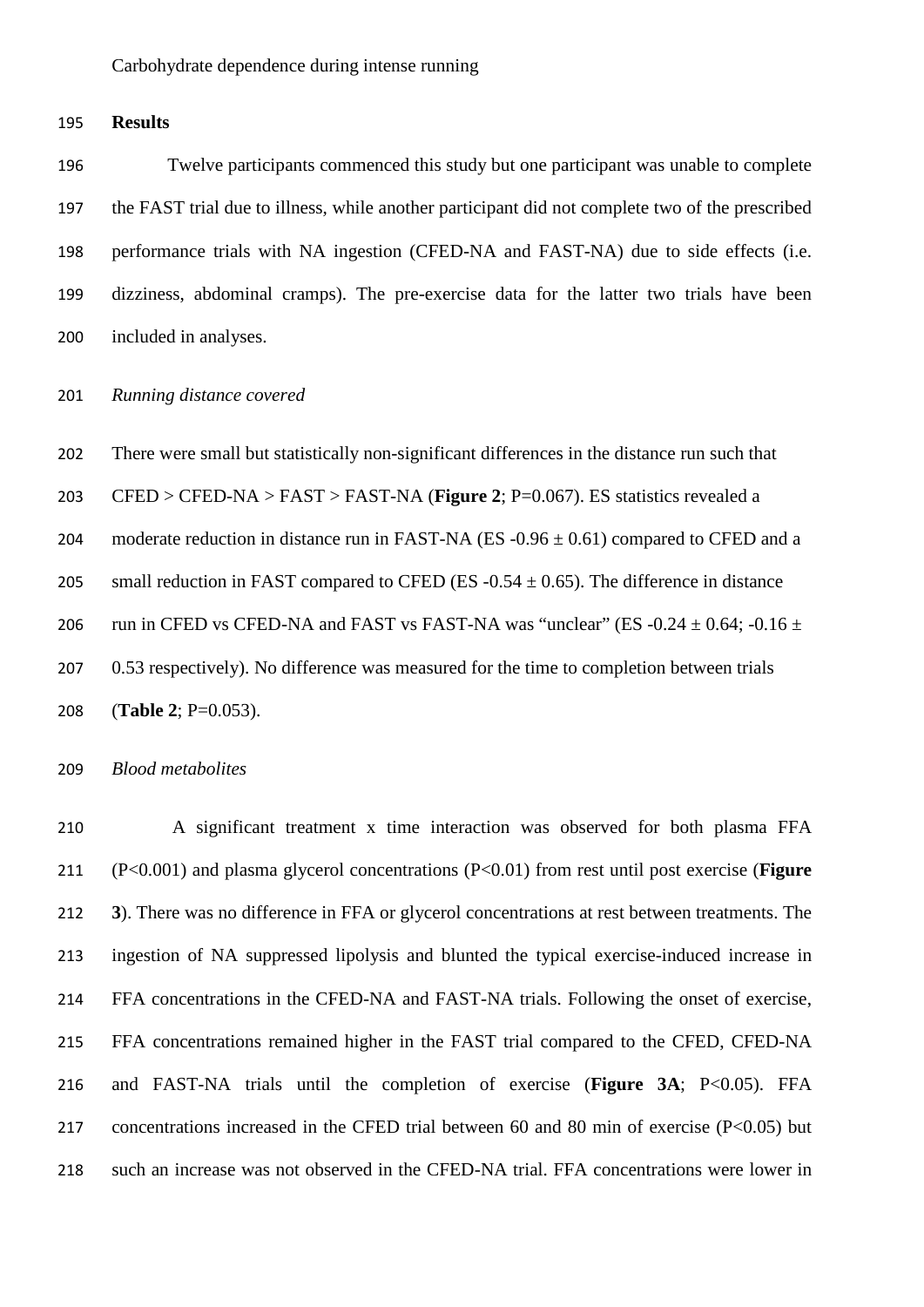## Results

Twelve participants commenced this study but one participant was unable to complete the FAST trial due to illness, while another participant did not complete two of the prescribed performance trials with NA ingestion (CFED-NA and FAST-NA) due to side effects (i.e. dizziness, abdominal cramps). The pre-exercise data for the latter two trials have been included in analyses.

*Running distance covered*

There were small but statistically non-significant differences in the distance run such that CFED > CFED-NA > FAST > FAST-NA (**Figure 2**; P=0.067). ES statistics revealed a moderate reduction in distance run in FAST-NA (ES -0.96 ± 0.61) compared to CFED and a small reduction in FAST compared to CFED (ES -0.54 ± 0.65). The difference in distance run in CFED vs CFED-NA and FAST vs FAST-NA was "unclear" (ES -0.24 ± 0.64; -0.16 ± 0.53 respectively). No difference was measured for the time to completion between trials (**Table 2**; P=0.053).

*Blood metabolites*

A significant treatment x time interaction was observed for both plasma FFA (P<0.001) and plasma glycerol concentrations (P<0.01) from rest until post exercise (**Figure 3**). There was no difference in FFA or glycerol concentrations at rest between treatments. The ingestion of NA suppressed lipolysis and blunted the typical exercise-induced increase in FFA concentrations in the CFED-NA and FAST-NA trials. Following the onset of exercise, FFA concentrations remained higher in the FAST trial compared to the CFED, CFED-NA and FAST-NA trials until the completion of exercise (**Figure 3A**; P<0.05). FFA concentrations increased in the CFED trial between 60 and 80 min of exercise (P<0.05) but such an increase was not observed in the CFED-NA trial. FFA concentrations were lower in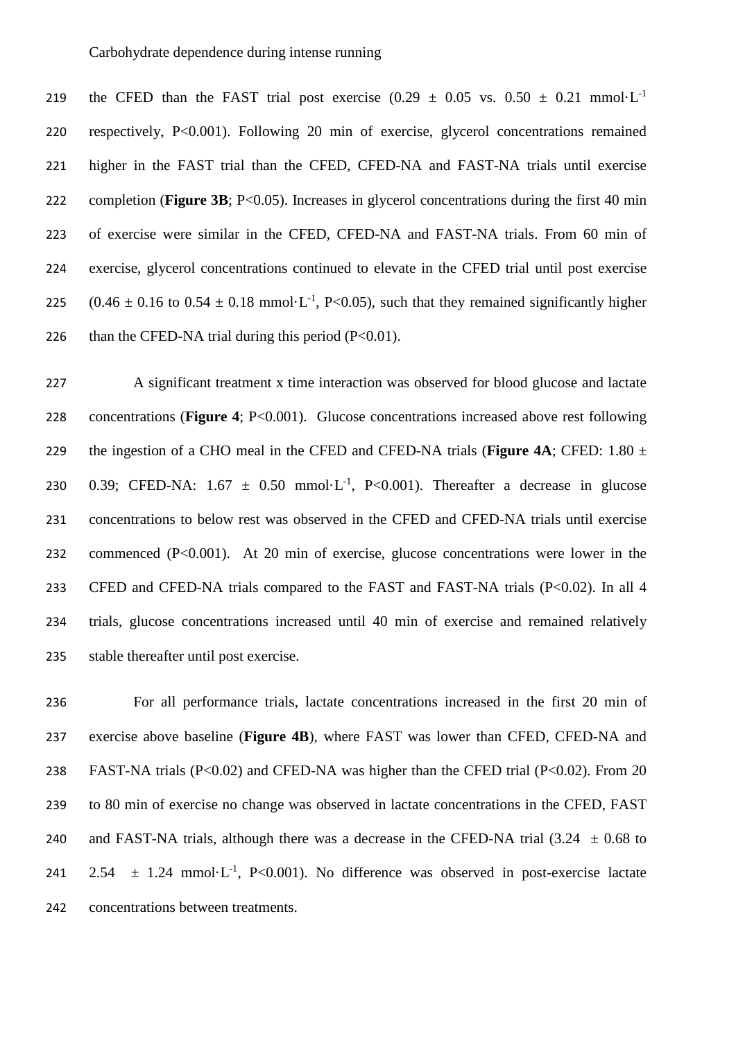the CFED than the FAST trial post exercise (0.29 ± 0.05 vs. 0.50 ± 0.21 mmol·L$^{-1}$ respectively, P<0.001). Following 20 min of exercise, glycerol concentrations remained higher in the FAST trial than the CFED, CFED-NA and FAST-NA trials until exercise completion (**Figure 3B**; P<0.05). Increases in glycerol concentrations during the first 40 min of exercise were similar in the CFED, CFED-NA and FAST-NA trials. From 60 min of exercise, glycerol concentrations continued to elevate in the CFED trial until post exercise (0.46 ± 0.16 to 0.54 ± 0.18 mmol·L$^{-1}$, P<0.05), such that they remained significantly higher than the CFED-NA trial during this period (P<0.01).

A significant treatment x time interaction was observed for blood glucose and lactate concentrations (**Figure 4**; P<0.001). Glucose concentrations increased above rest following the ingestion of a CHO meal in the CFED and CFED-NA trials (**Figure 4A**; CFED: 1.80 ± 0.39; CFED-NA: 1.67 ± 0.50 mmol·L$^{-1}$, P<0.001). Thereafter a decrease in glucose concentrations to below rest was observed in the CFED and CFED-NA trials until exercise commenced (P<0.001). At 20 min of exercise, glucose concentrations were lower in the CFED and CFED-NA trials compared to the FAST and FAST-NA trials (P<0.02). In all 4 trials, glucose concentrations increased until 40 min of exercise and remained relatively stable thereafter until post exercise.

For all performance trials, lactate concentrations increased in the first 20 min of exercise above baseline (**Figure 4B**), where FAST was lower than CFED, CFED-NA and FAST-NA trials (P<0.02) and CFED-NA was higher than the CFED trial (P<0.02). From 20 to 80 min of exercise no change was observed in lactate concentrations in the CFED, FAST and FAST-NA trials, although there was a decrease in the CFED-NA trial (3.24 ± 0.68 to 2.54 ± 1.24 mmol·L$^{-1}$, P<0.001). No difference was observed in post-exercise lactate concentrations between treatments.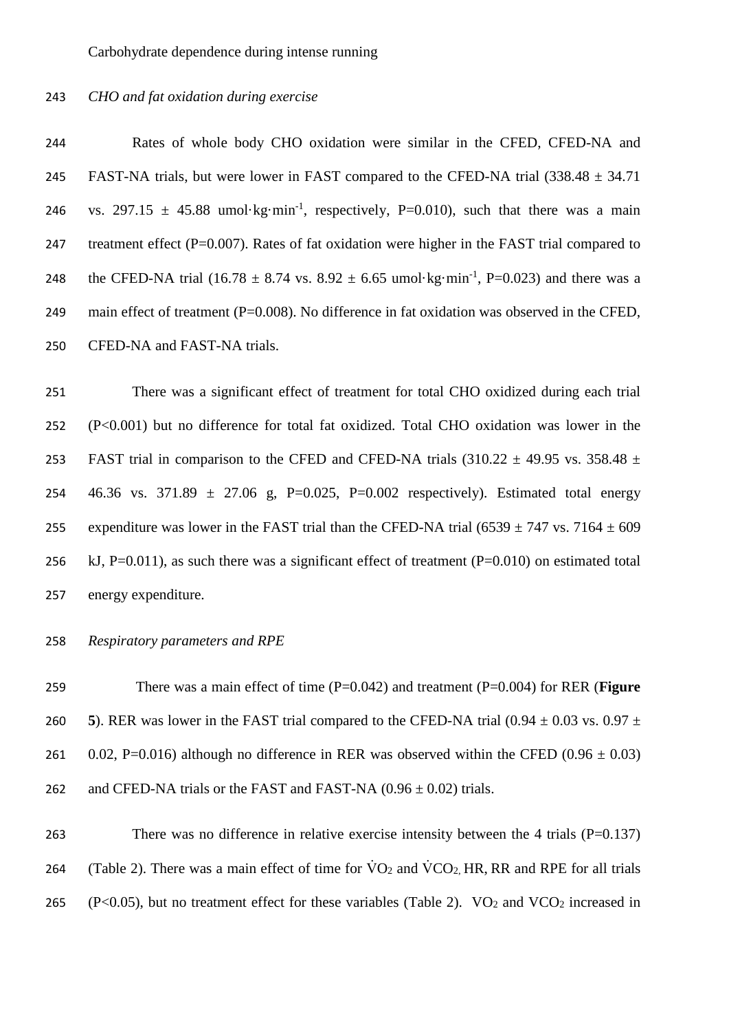*CHO and fat oxidation during exercise*

Rates of whole body CHO oxidation were similar in the CFED, CFED-NA and FAST-NA trials, but were lower in FAST compared to the CFED-NA trial (338.48 ± 34.71 vs. 297.15 ± 45.88 umol·kg·min$^{-1}$, respectively, P=0.010), such that there was a main treatment effect (P=0.007). Rates of fat oxidation were higher in the FAST trial compared to the CFED-NA trial (16.78 ± 8.74 vs. 8.92 ± 6.65 umol·kg·min$^{-1}$, P=0.023) and there was a main effect of treatment (P=0.008). No difference in fat oxidation was observed in the CFED, CFED-NA and FAST-NA trials.

There was a significant effect of treatment for total CHO oxidized during each trial (P<0.001) but no difference for total fat oxidized. Total CHO oxidation was lower in the FAST trial in comparison to the CFED and CFED-NA trials (310.22 ± 49.95 vs. 358.48 ± 46.36 vs. 371.89 ± 27.06 g, P=0.025, P=0.002 respectively). Estimated total energy expenditure was lower in the FAST trial than the CFED-NA trial (6539 ± 747 vs. 7164 ± 609 kJ, P=0.011), as such there was a significant effect of treatment (P=0.010) on estimated total energy expenditure.

*Respiratory parameters and RPE*

There was a main effect of time (P=0.042) and treatment (P=0.004) for RER (**Figure 5**). RER was lower in the FAST trial compared to the CFED-NA trial (0.94 ± 0.03 vs. 0.97 ± 0.02, P=0.016) although no difference in RER was observed within the CFED (0.96 ± 0.03) and CFED-NA trials or the FAST and FAST-NA (0.96 ± 0.02) trials.

There was no difference in relative exercise intensity between the 4 trials (P=0.137) (Table 2). There was a main effect of time for $\dot{V}O_2$ and $\dot{V}CO_2$, HR, RR and RPE for all trials (P<0.05), but no treatment effect for these variables (Table 2). $VO_2$ and $VCO_2$ increased in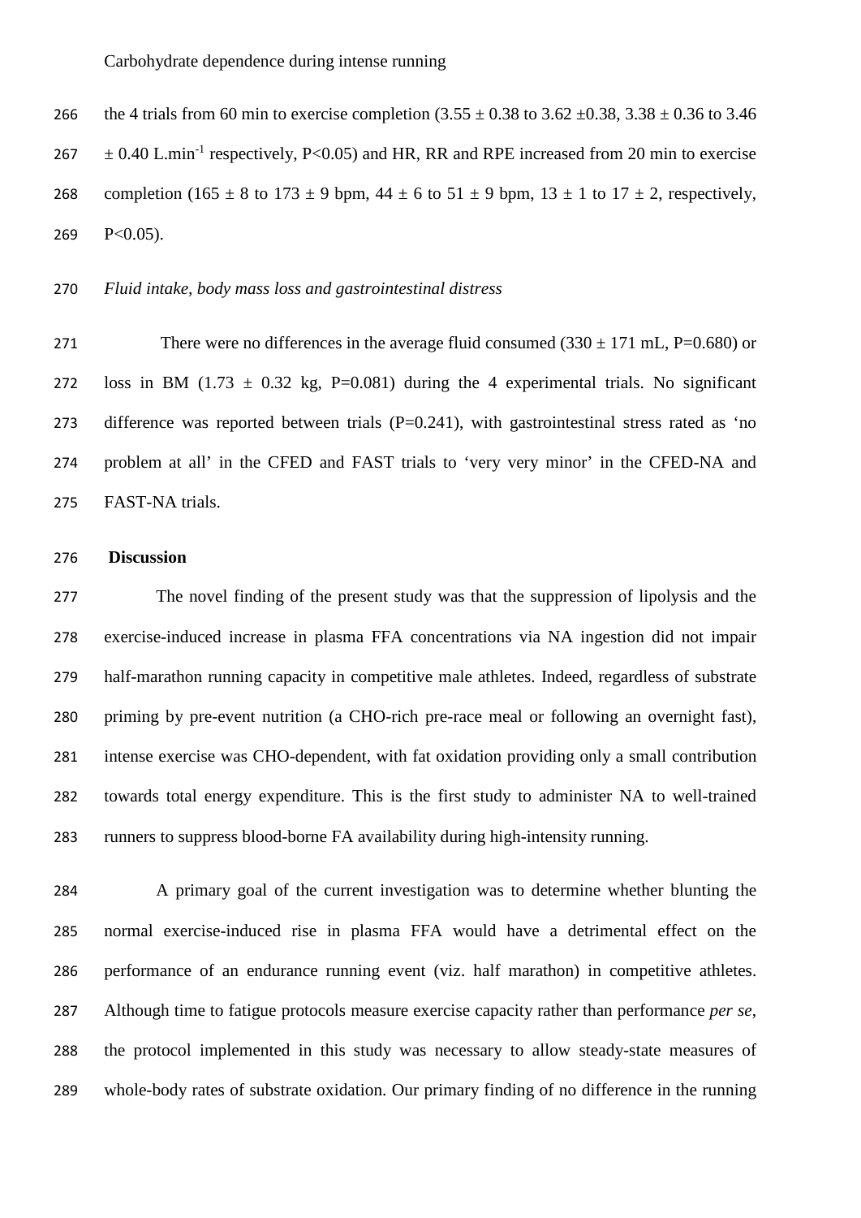the 4 trials from 60 min to exercise completion (3.55 ± 0.38 to 3.62 ±0.38, 3.38 ± 0.36 to 3.46 ± 0.40 L.min$^{-1}$ respectively, P<0.05) and HR, RR and RPE increased from 20 min to exercise completion (165 ± 8 to 173 ± 9 bpm, 44 ± 6 to 51 ± 9 bpm, 13 ± 1 to 17 ± 2, respectively, P<0.05).

*Fluid intake, body mass loss and gastrointestinal distress*

There were no differences in the average fluid consumed (330 ± 171 mL, P=0.680) or loss in BM (1.73 ± 0.32 kg, P=0.081) during the 4 experimental trials. No significant difference was reported between trials (P=0.241), with gastrointestinal stress rated as 'no problem at all' in the CFED and FAST trials to 'very very minor' in the CFED-NA and FAST-NA trials.

## Discussion

The novel finding of the present study was that the suppression of lipolysis and the exercise-induced increase in plasma FFA concentrations via NA ingestion did not impair half-marathon running capacity in competitive male athletes. Indeed, regardless of substrate priming by pre-event nutrition (a CHO-rich pre-race meal or following an overnight fast), intense exercise was CHO-dependent, with fat oxidation providing only a small contribution towards total energy expenditure. This is the first study to administer NA to well-trained runners to suppress blood-borne FA availability during high-intensity running.

A primary goal of the current investigation was to determine whether blunting the normal exercise-induced rise in plasma FFA would have a detrimental effect on the performance of an endurance running event (viz. half marathon) in competitive athletes. Although time to fatigue protocols measure exercise capacity rather than performance *per se*, the protocol implemented in this study was necessary to allow steady-state measures of whole-body rates of substrate oxidation. Our primary finding of no difference in the running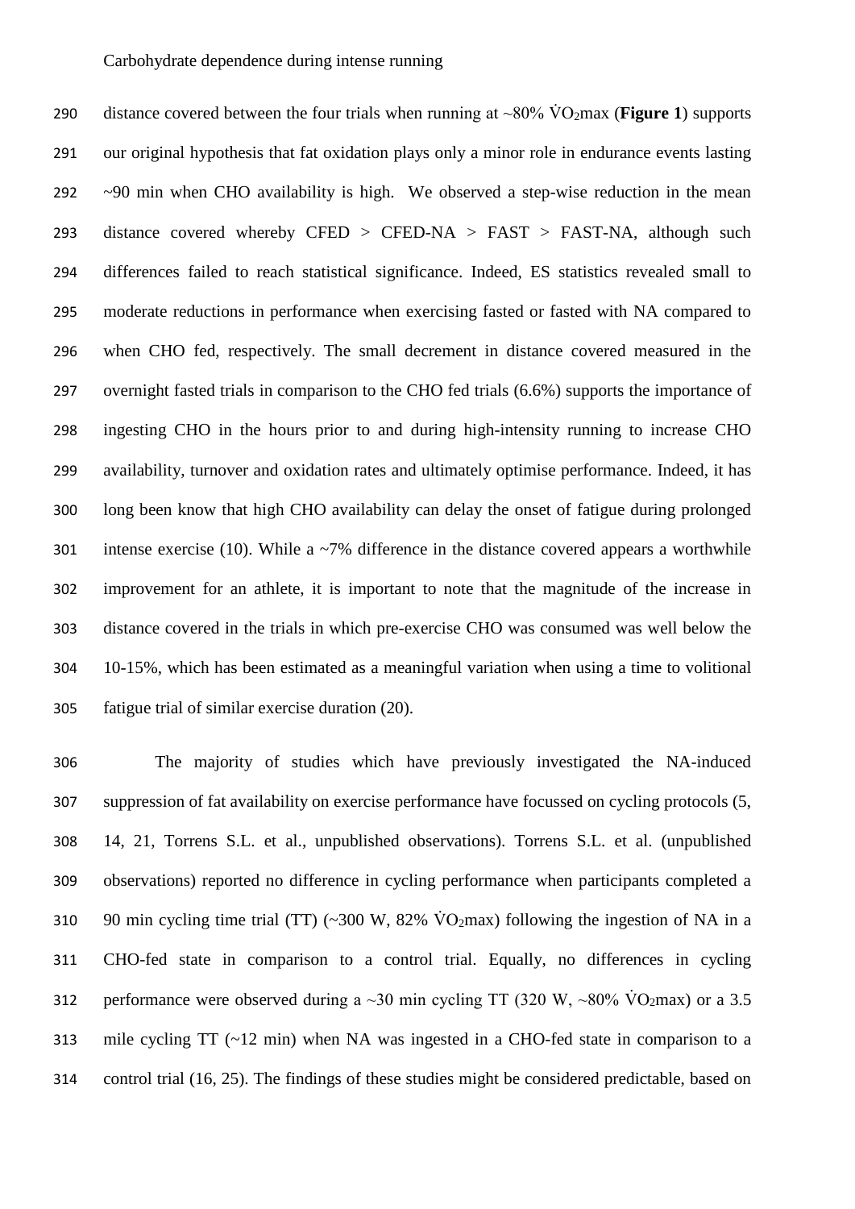distance covered between the four trials when running at ~80% $\dot{V}O_2max$ (**Figure 1**) supports our original hypothesis that fat oxidation plays only a minor role in endurance events lasting ~90 min when CHO availability is high. We observed a step-wise reduction in the mean distance covered whereby CFED > CFED-NA > FAST > FAST-NA, although such differences failed to reach statistical significance. Indeed, ES statistics revealed small to moderate reductions in performance when exercising fasted or fasted with NA compared to when CHO fed, respectively. The small decrement in distance covered measured in the overnight fasted trials in comparison to the CHO fed trials (6.6%) supports the importance of ingesting CHO in the hours prior to and during high-intensity running to increase CHO availability, turnover and oxidation rates and ultimately optimise performance. Indeed, it has long been know that high CHO availability can delay the onset of fatigue during prolonged intense exercise (10). While a ~7% difference in the distance covered appears a worthwhile improvement for an athlete, it is important to note that the magnitude of the increase in distance covered in the trials in which pre-exercise CHO was consumed was well below the 10-15%, which has been estimated as a meaningful variation when using a time to volitional fatigue trial of similar exercise duration (20).

The majority of studies which have previously investigated the NA-induced suppression of fat availability on exercise performance have focussed on cycling protocols (5, 14, 21, Torrens S.L. et al., unpublished observations). Torrens S.L. et al. (unpublished observations) reported no difference in cycling performance when participants completed a 90 min cycling time trial (TT) (~300 W, 82% $\dot{V}O_2max$) following the ingestion of NA in a CHO-fed state in comparison to a control trial. Equally, no differences in cycling performance were observed during a ~30 min cycling TT (320 W, ~80% $\dot{V}O_2max$) or a 3.5 mile cycling TT (~12 min) when NA was ingested in a CHO-fed state in comparison to a control trial (16, 25). The findings of these studies might be considered predictable, based on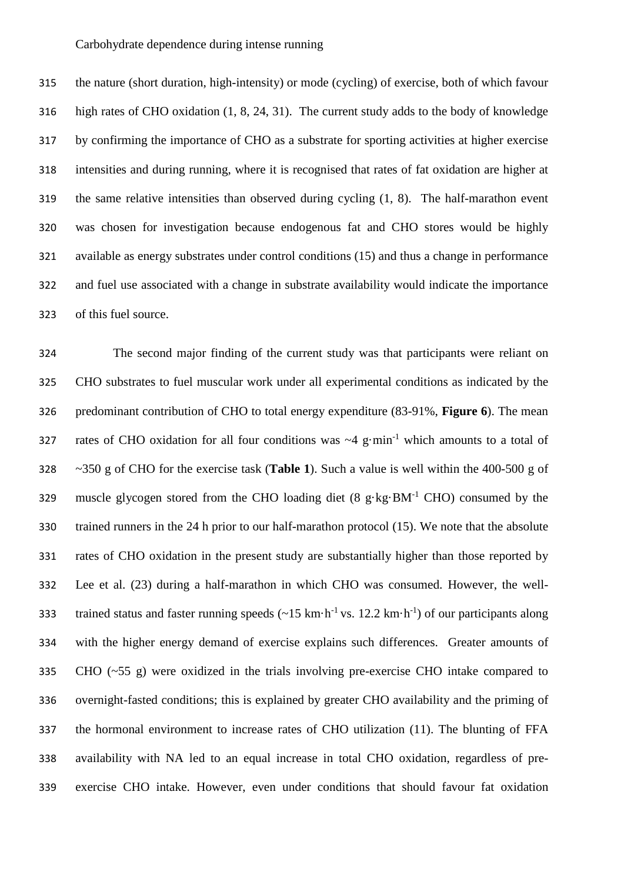the nature (short duration, high-intensity) or mode (cycling) of exercise, both of which favour high rates of CHO oxidation (1, 8, 24, 31). The current study adds to the body of knowledge by confirming the importance of CHO as a substrate for sporting activities at higher exercise intensities and during running, where it is recognised that rates of fat oxidation are higher at the same relative intensities than observed during cycling (1, 8). The half-marathon event was chosen for investigation because endogenous fat and CHO stores would be highly available as energy substrates under control conditions (15) and thus a change in performance and fuel use associated with a change in substrate availability would indicate the importance of this fuel source.

The second major finding of the current study was that participants were reliant on CHO substrates to fuel muscular work under all experimental conditions as indicated by the predominant contribution of CHO to total energy expenditure (83-91%, **Figure 6**). The mean rates of CHO oxidation for all four conditions was ~4 $g \cdot min^{-1}$ which amounts to a total of ~350 g of CHO for the exercise task (**Table 1**). Such a value is well within the 400-500 g of muscle glycogen stored from the CHO loading diet (8 $g \cdot kg \cdot BM^{-1}$ CHO) consumed by the trained runners in the 24 h prior to our half-marathon protocol (15). We note that the absolute rates of CHO oxidation in the present study are substantially higher than those reported by Lee et al. (23) during a half-marathon in which CHO was consumed. However, the well-trained status and faster running speeds (~15 $km \cdot h^{-1}$ vs. 12.2 $km \cdot h^{-1}$) of our participants along with the higher energy demand of exercise explains such differences. Greater amounts of CHO (~55 g) were oxidized in the trials involving pre-exercise CHO intake compared to overnight-fasted conditions; this is explained by greater CHO availability and the priming of the hormonal environment to increase rates of CHO utilization (11). The blunting of FFA availability with NA led to an equal increase in total CHO oxidation, regardless of pre-exercise CHO intake. However, even under conditions that should favour fat oxidation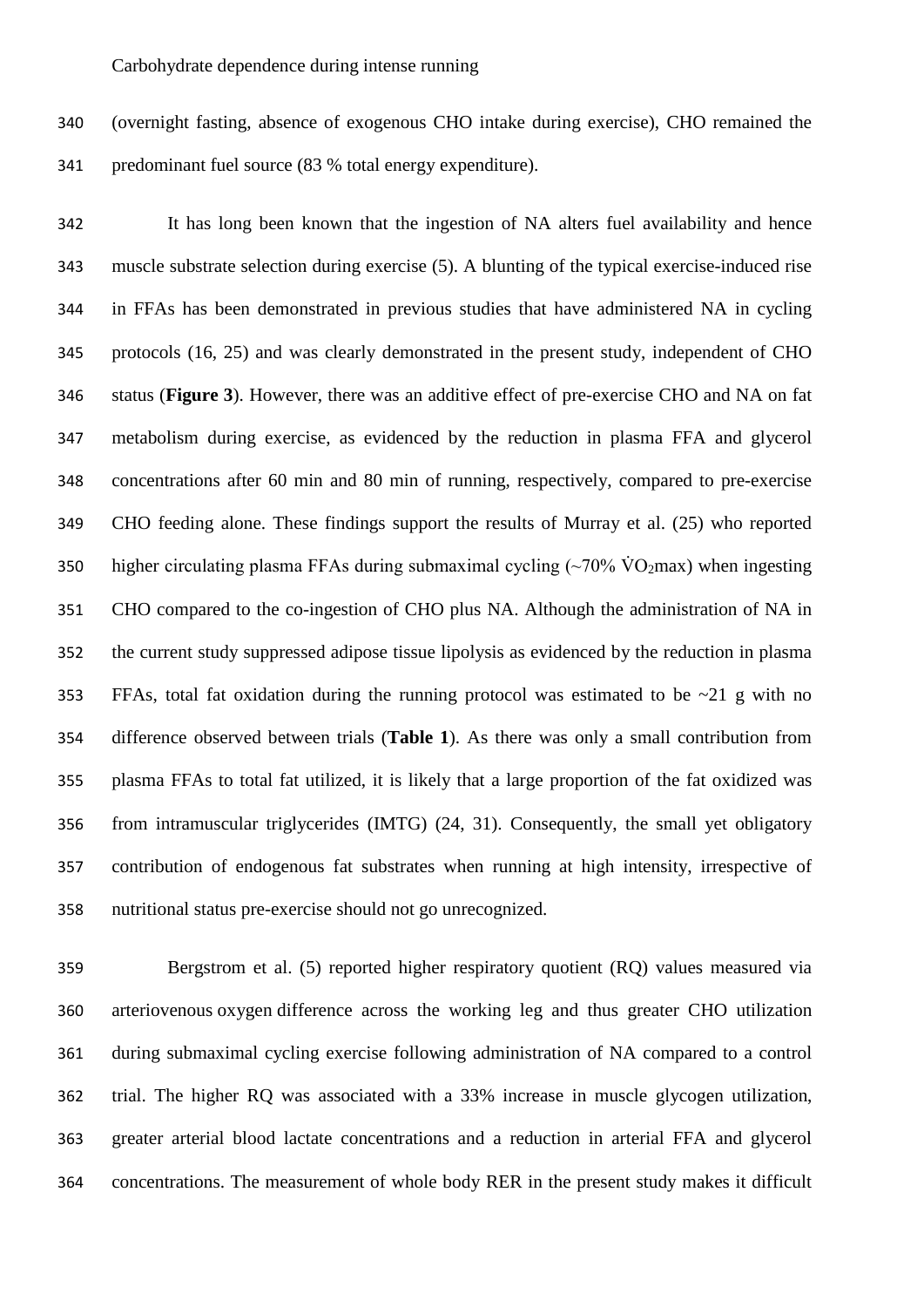(overnight fasting, absence of exogenous CHO intake during exercise), CHO remained the predominant fuel source (83 % total energy expenditure).

It has long been known that the ingestion of NA alters fuel availability and hence muscle substrate selection during exercise (5). A blunting of the typical exercise-induced rise in FFAs has been demonstrated in previous studies that have administered NA in cycling protocols (16, 25) and was clearly demonstrated in the present study, independent of CHO status (**Figure 3**). However, there was an additive effect of pre-exercise CHO and NA on fat metabolism during exercise, as evidenced by the reduction in plasma FFA and glycerol concentrations after 60 min and 80 min of running, respectively, compared to pre-exercise CHO feeding alone. These findings support the results of Murray et al. (25) who reported higher circulating plasma FFAs during submaximal cycling (~70% $\dot{V}O_2$max) when ingesting CHO compared to the co-ingestion of CHO plus NA. Although the administration of NA in the current study suppressed adipose tissue lipolysis as evidenced by the reduction in plasma FFAs, total fat oxidation during the running protocol was estimated to be ~21 g with no difference observed between trials (**Table 1**). As there was only a small contribution from plasma FFAs to total fat utilized, it is likely that a large proportion of the fat oxidized was from intramuscular triglycerides (IMTG) (24, 31). Consequently, the small yet obligatory contribution of endogenous fat substrates when running at high intensity, irrespective of nutritional status pre-exercise should not go unrecognized.

Bergstrom et al. (5) reported higher respiratory quotient (RQ) values measured via arteriovenous oxygen difference across the working leg and thus greater CHO utilization during submaximal cycling exercise following administration of NA compared to a control trial. The higher RQ was associated with a 33% increase in muscle glycogen utilization, greater arterial blood lactate concentrations and a reduction in arterial FFA and glycerol concentrations. The measurement of whole body RER in the present study makes it difficult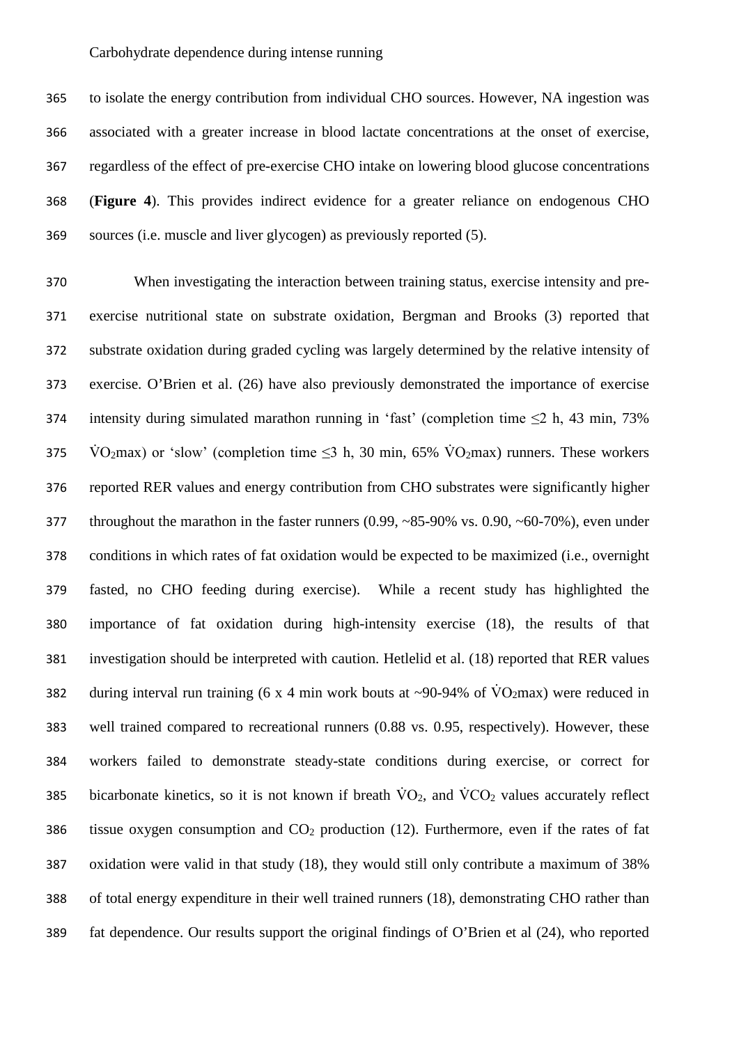to isolate the energy contribution from individual CHO sources. However, NA ingestion was associated with a greater increase in blood lactate concentrations at the onset of exercise, regardless of the effect of pre-exercise CHO intake on lowering blood glucose concentrations (**Figure 4**). This provides indirect evidence for a greater reliance on endogenous CHO sources (i.e. muscle and liver glycogen) as previously reported (5).

When investigating the interaction between training status, exercise intensity and pre-exercise nutritional state on substrate oxidation, Bergman and Brooks (3) reported that substrate oxidation during graded cycling was largely determined by the relative intensity of exercise. O'Brien et al. (26) have also previously demonstrated the importance of exercise intensity during simulated marathon running in 'fast' (completion time ≤2 h, 43 min, 73% $\dot{V}O_2max$) or 'slow' (completion time ≤3 h, 30 min, 65% $\dot{V}O_2max$) runners. These workers reported RER values and energy contribution from CHO substrates were significantly higher throughout the marathon in the faster runners (0.99, ~85-90% vs. 0.90, ~60-70%), even under conditions in which rates of fat oxidation would be expected to be maximized (i.e., overnight fasted, no CHO feeding during exercise). While a recent study has highlighted the importance of fat oxidation during high-intensity exercise (18), the results of that investigation should be interpreted with caution. Hetlelid et al. (18) reported that RER values during interval run training (6 x 4 min work bouts at ~90-94% of $\dot{V}O_2max$) were reduced in well trained compared to recreational runners (0.88 vs. 0.95, respectively). However, these workers failed to demonstrate steady-state conditions during exercise, or correct for bicarbonate kinetics, so it is not known if breath $\dot{V}O_2$, and $\dot{V}CO_2$ values accurately reflect tissue oxygen consumption and $CO_2$ production (12). Furthermore, even if the rates of fat oxidation were valid in that study (18), they would still only contribute a maximum of 38% of total energy expenditure in their well trained runners (18), demonstrating CHO rather than fat dependence. Our results support the original findings of O'Brien et al (24), who reported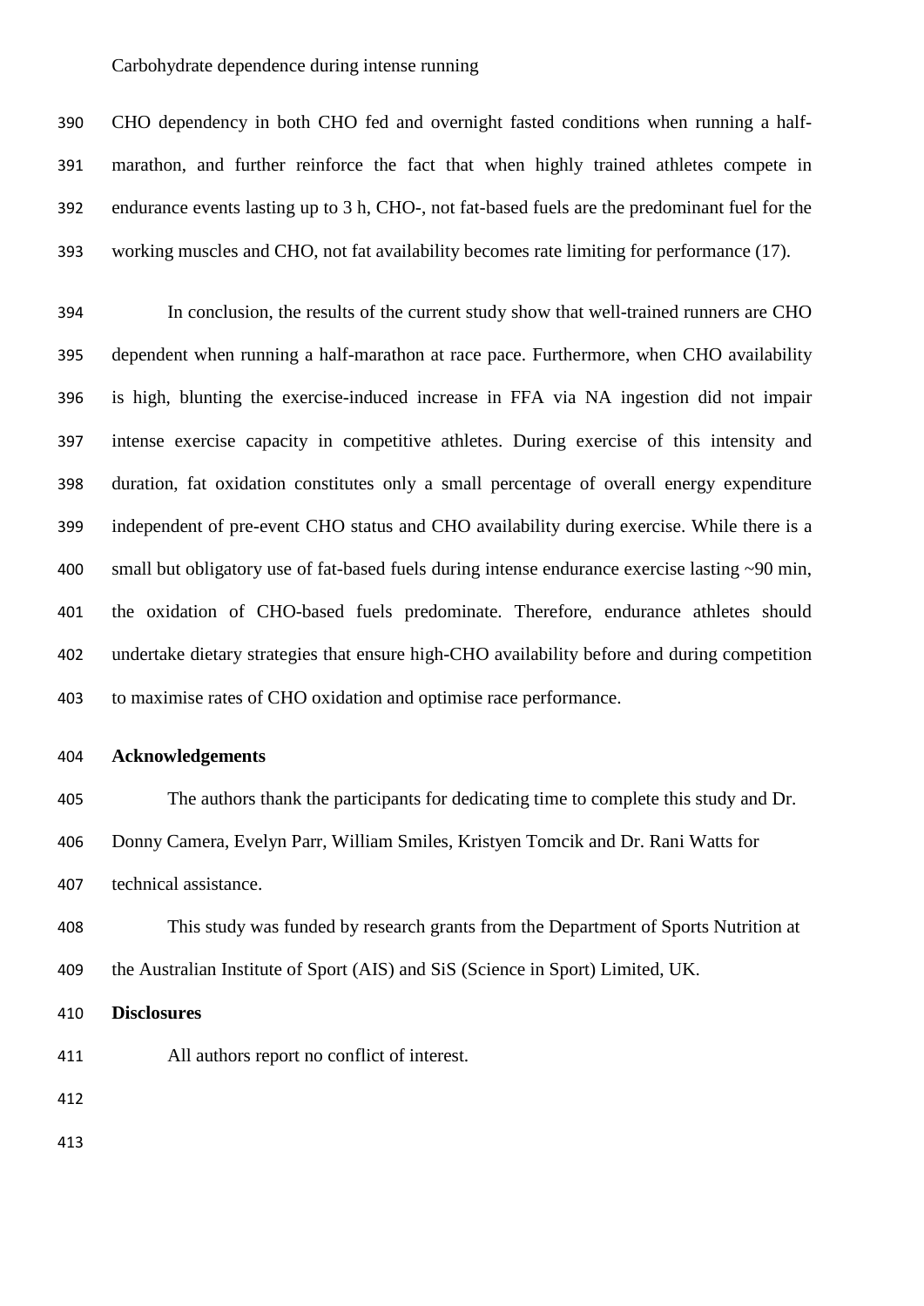CHO dependency in both CHO fed and overnight fasted conditions when running a half-marathon, and further reinforce the fact that when highly trained athletes compete in endurance events lasting up to 3 h, CHO-, not fat-based fuels are the predominant fuel for the working muscles and CHO, not fat availability becomes rate limiting for performance (17).

In conclusion, the results of the current study show that well-trained runners are CHO dependent when running a half-marathon at race pace. Furthermore, when CHO availability is high, blunting the exercise-induced increase in FFA via NA ingestion did not impair intense exercise capacity in competitive athletes. During exercise of this intensity and duration, fat oxidation constitutes only a small percentage of overall energy expenditure independent of pre-event CHO status and CHO availability during exercise. While there is a small but obligatory use of fat-based fuels during intense endurance exercise lasting ~90 min, the oxidation of CHO-based fuels predominate. Therefore, endurance athletes should undertake dietary strategies that ensure high-CHO availability before and during competition to maximise rates of CHO oxidation and optimise race performance.

**Acknowledgements**

The authors thank the participants for dedicating time to complete this study and Dr. Donny Camera, Evelyn Parr, William Smiles, Kristyen Tomcik and Dr. Rani Watts for technical assistance.

This study was funded by research grants from the Department of Sports Nutrition at the Australian Institute of Sport (AIS) and SiS (Science in Sport) Limited, UK.

**Disclosures**

All authors report no conflict of interest.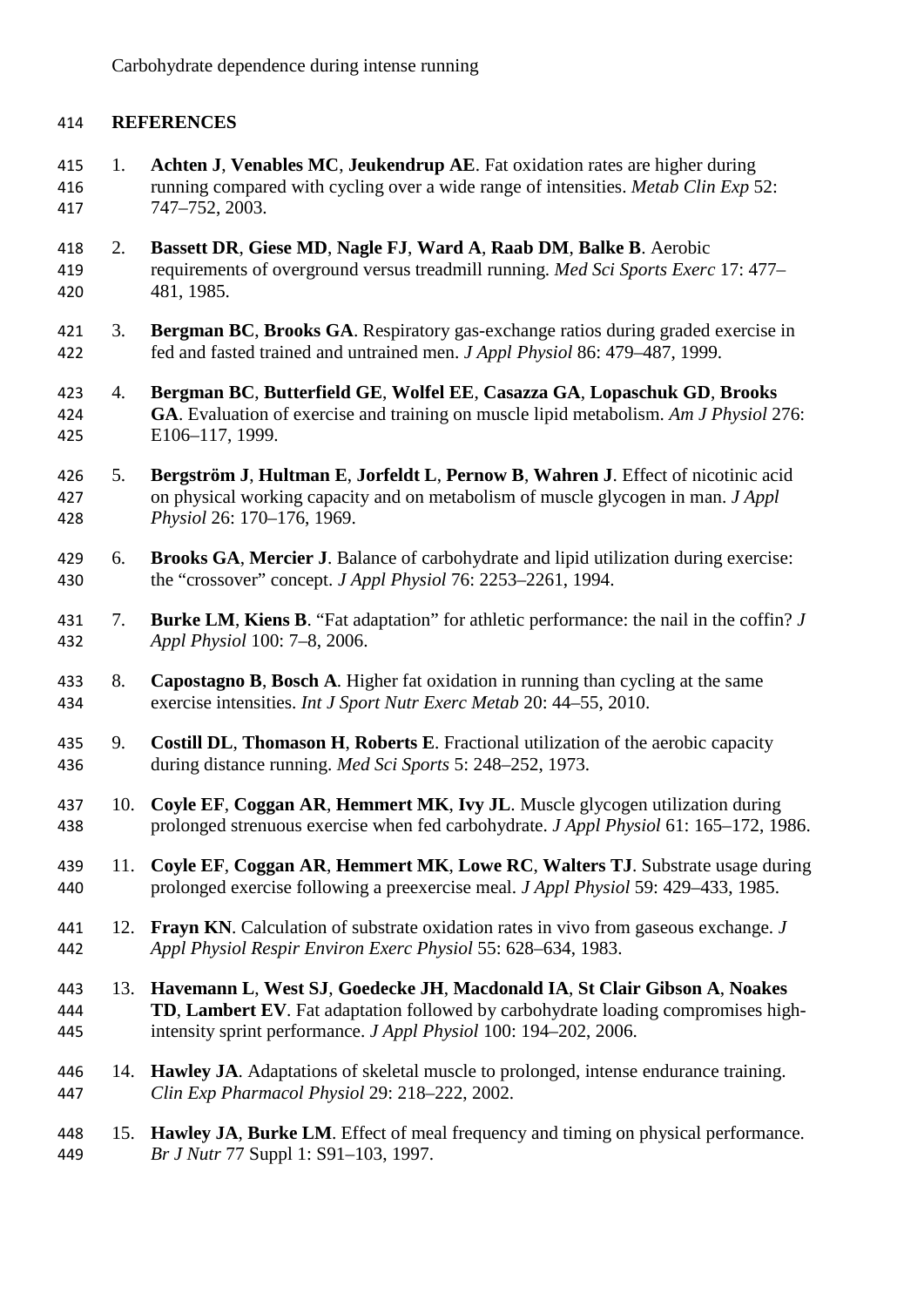## REFERENCES

1. **Achten J**, **Venables MC**, **Jeukendrup AE**. Fat oxidation rates are higher during running compared with cycling over a wide range of intensities. *Metab Clin Exp* 52: 747–752, 2003.

2. **Bassett DR**, **Giese MD**, **Nagle FJ**, **Ward A**, **Raab DM**, **Balke B**. Aerobic requirements of overground versus treadmill running. *Med Sci Sports Exerc* 17: 477–481, 1985.

3. **Bergman BC**, **Brooks GA**. Respiratory gas-exchange ratios during graded exercise in fed and fasted trained and untrained men. *J Appl Physiol* 86: 479–487, 1999.

4. **Bergman BC**, **Butterfield GE**, **Wolfel EE**, **Casazza GA**, **Lopaschuk GD**, **Brooks GA**. Evaluation of exercise and training on muscle lipid metabolism. *Am J Physiol* 276: E106–117, 1999.

5. **Bergström J**, **Hultman E**, **Jorfeldt L**, **Pernow B**, **Wahren J**. Effect of nicotinic acid on physical working capacity and on metabolism of muscle glycogen in man. *J Appl Physiol* 26: 170–176, 1969.

6. **Brooks GA**, **Mercier J**. Balance of carbohydrate and lipid utilization during exercise: the "crossover" concept. *J Appl Physiol* 76: 2253–2261, 1994.

7. **Burke LM**, **Kiens B**. "Fat adaptation" for athletic performance: the nail in the coffin? *J Appl Physiol* 100: 7–8, 2006.

8. **Capostagno B**, **Bosch A**. Higher fat oxidation in running than cycling at the same exercise intensities. *Int J Sport Nutr Exerc Metab* 20: 44–55, 2010.

9. **Costill DL**, **Thomason H**, **Roberts E**. Fractional utilization of the aerobic capacity during distance running. *Med Sci Sports* 5: 248–252, 1973.

10. **Coyle EF**, **Coggan AR**, **Hemmert MK**, **Ivy JL**. Muscle glycogen utilization during prolonged strenuous exercise when fed carbohydrate. *J Appl Physiol* 61: 165–172, 1986.

11. **Coyle EF**, **Coggan AR**, **Hemmert MK**, **Lowe RC**, **Walters TJ**. Substrate usage during prolonged exercise following a preexercise meal. *J Appl Physiol* 59: 429–433, 1985.

12. **Frayn KN**. Calculation of substrate oxidation rates in vivo from gaseous exchange. *J Appl Physiol Respir Environ Exerc Physiol* 55: 628–634, 1983.

13. **Havemann L**, **West SJ**, **Goedecke JH**, **Macdonald IA**, **St Clair Gibson A**, **Noakes TD**, **Lambert EV**. Fat adaptation followed by carbohydrate loading compromises high-intensity sprint performance. *J Appl Physiol* 100: 194–202, 2006.

14. **Hawley JA**. Adaptations of skeletal muscle to prolonged, intense endurance training. *Clin Exp Pharmacol Physiol* 29: 218–222, 2002.

15. **Hawley JA**, **Burke LM**. Effect of meal frequency and timing on physical performance. *Br J Nutr* 77 Suppl 1: S91–103, 1997.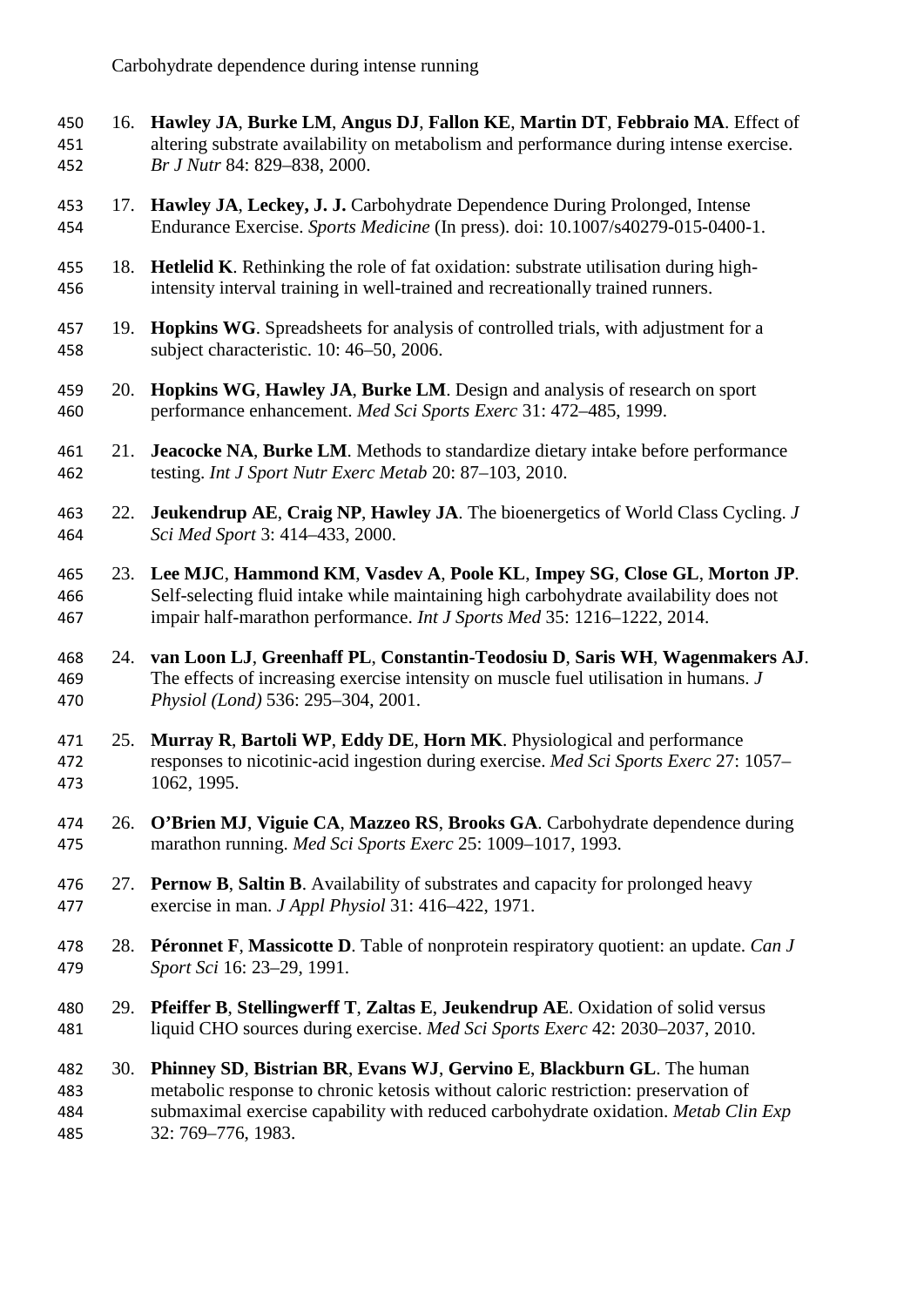16. **Hawley JA**, **Burke LM**, **Angus DJ**, **Fallon KE**, **Martin DT**, **Febbraio MA**. Effect of altering substrate availability on metabolism and performance during intense exercise. *Br J Nutr* 84: 829–838, 2000.

17. **Hawley JA**, **Leckey, J. J.** Carbohydrate Dependence During Prolonged, Intense Endurance Exercise. *Sports Medicine* (In press). doi: 10.1007/s40279-015-0400-1.

18. **Hetlelid K**. Rethinking the role of fat oxidation: substrate utilisation during high-intensity interval training in well-trained and recreationally trained runners.

19. **Hopkins WG**. Spreadsheets for analysis of controlled trials, with adjustment for a subject characteristic. 10: 46–50, 2006.

20. **Hopkins WG**, **Hawley JA**, **Burke LM**. Design and analysis of research on sport performance enhancement. *Med Sci Sports Exerc* 31: 472–485, 1999.

21. **Jeacocke NA**, **Burke LM**. Methods to standardize dietary intake before performance testing. *Int J Sport Nutr Exerc Metab* 20: 87–103, 2010.

22. **Jeukendrup AE**, **Craig NP**, **Hawley JA**. The bioenergetics of World Class Cycling. *J Sci Med Sport* 3: 414–433, 2000.

23. **Lee MJC**, **Hammond KM**, **Vasdev A**, **Poole KL**, **Impey SG**, **Close GL**, **Morton JP**. Self-selecting fluid intake while maintaining high carbohydrate availability does not impair half-marathon performance. *Int J Sports Med* 35: 1216–1222, 2014.

24. **van Loon LJ**, **Greenhaff PL**, **Constantin-Teodosiu D**, **Saris WH**, **Wagenmakers AJ**. The effects of increasing exercise intensity on muscle fuel utilisation in humans. *J Physiol (Lond)* 536: 295–304, 2001.

25. **Murray R**, **Bartoli WP**, **Eddy DE**, **Horn MK**. Physiological and performance responses to nicotinic-acid ingestion during exercise. *Med Sci Sports Exerc* 27: 1057–1062, 1995.

26. **O'Brien MJ**, **Viguie CA**, **Mazzeo RS**, **Brooks GA**. Carbohydrate dependence during marathon running. *Med Sci Sports Exerc* 25: 1009–1017, 1993.

27. **Pernow B**, **Saltin B**. Availability of substrates and capacity for prolonged heavy exercise in man. *J Appl Physiol* 31: 416–422, 1971.

28. **Péronnet F**, **Massicotte D**. Table of nonprotein respiratory quotient: an update. *Can J Sport Sci* 16: 23–29, 1991.

29. **Pfeiffer B**, **Stellingwerff T**, **Zaltas E**, **Jeukendrup AE**. Oxidation of solid versus liquid CHO sources during exercise. *Med Sci Sports Exerc* 42: 2030–2037, 2010.

30. **Phinney SD**, **Bistrian BR**, **Evans WJ**, **Gervino E**, **Blackburn GL**. The human metabolic response to chronic ketosis without caloric restriction: preservation of submaximal exercise capability with reduced carbohydrate oxidation. *Metab Clin Exp* 32: 769–776, 1983.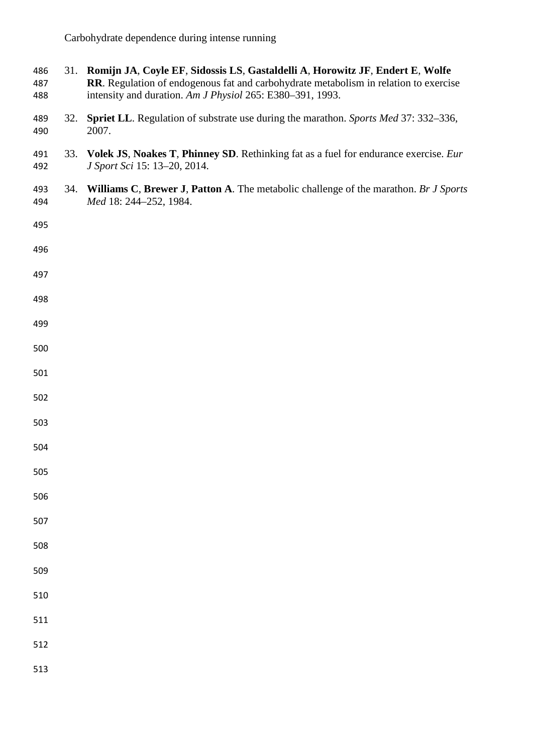31. **Romijn JA**, **Coyle EF**, **Sidossis LS**, **Gastaldelli A**, **Horowitz JF**, **Endert E**, **Wolfe RR**. Regulation of endogenous fat and carbohydrate metabolism in relation to exercise intensity and duration. *Am J Physiol* 265: E380–391, 1993.

32. **Spriet LL**. Regulation of substrate use during the marathon. *Sports Med* 37: 332–336, 2007.

33. **Volek JS**, **Noakes T**, **Phinney SD**. Rethinking fat as a fuel for endurance exercise. *Eur J Sport Sci* 15: 13–20, 2014.

34. **Williams C**, **Brewer J**, **Patton A**. The metabolic challenge of the marathon. *Br J Sports Med* 18: 244–252, 1984.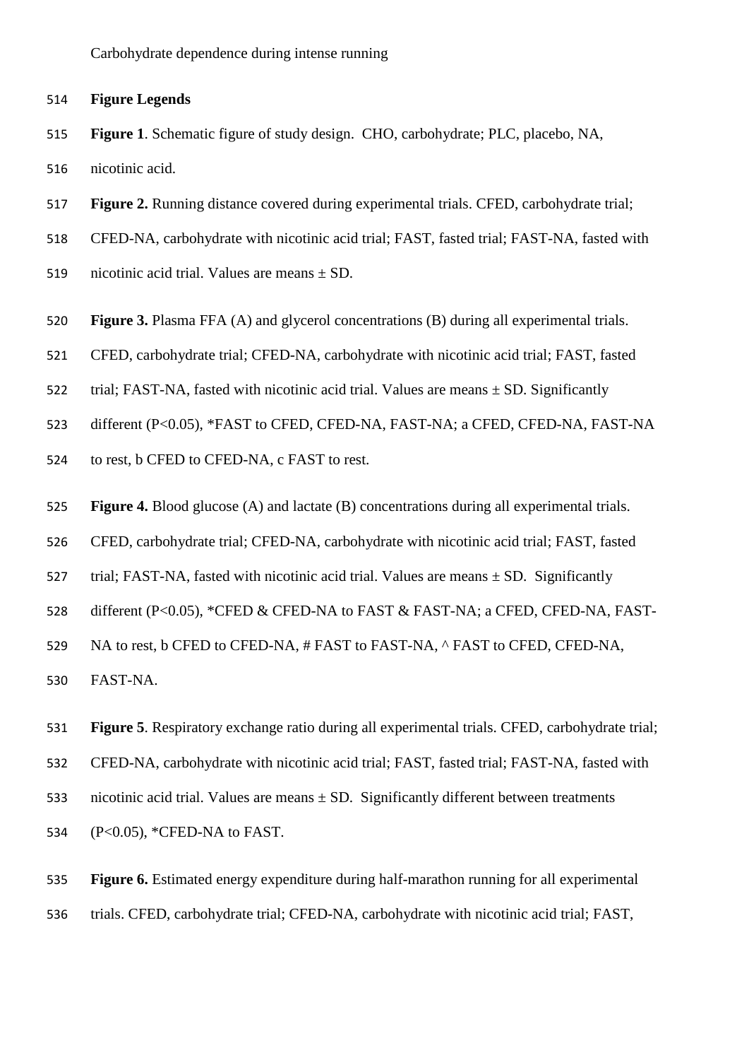**Figure Legends**

**Figure 1**. Schematic figure of study design. CHO, carbohydrate; PLC, placebo, NA, nicotinic acid.

**Figure 2.** Running distance covered during experimental trials. CFED, carbohydrate trial; CFED-NA, carbohydrate with nicotinic acid trial; FAST, fasted trial; FAST-NA, fasted with nicotinic acid trial. Values are means ± SD.

**Figure 3.** Plasma FFA (A) and glycerol concentrations (B) during all experimental trials. CFED, carbohydrate trial; CFED-NA, carbohydrate with nicotinic acid trial; FAST, fasted trial; FAST-NA, fasted with nicotinic acid trial. Values are means ± SD. Significantly different ($P<0.05$), *FAST to CFED, CFED-NA, FAST-NA; a CFED, CFED-NA, FAST-NA to rest, b CFED to CFED-NA, c FAST to rest.

**Figure 4.** Blood glucose (A) and lactate (B) concentrations during all experimental trials. CFED, carbohydrate trial; CFED-NA, carbohydrate with nicotinic acid trial; FAST, fasted trial; FAST-NA, fasted with nicotinic acid trial. Values are means ± SD. Significantly different ($P<0.05$), *CFED & CFED-NA to FAST & FAST-NA; a CFED, CFED-NA, FAST-NA to rest, b CFED to CFED-NA, # FAST to FAST-NA, ^ FAST to CFED, CFED-NA, FAST-NA.

**Figure 5**. Respiratory exchange ratio during all experimental trials. CFED, carbohydrate trial; CFED-NA, carbohydrate with nicotinic acid trial; FAST, fasted trial; FAST-NA, fasted with nicotinic acid trial. Values are means ± SD. Significantly different between treatments ($P<0.05$), *CFED-NA to FAST.

**Figure 6.** Estimated energy expenditure during half-marathon running for all experimental trials. CFED, carbohydrate trial; CFED-NA, carbohydrate with nicotinic acid trial; FAST,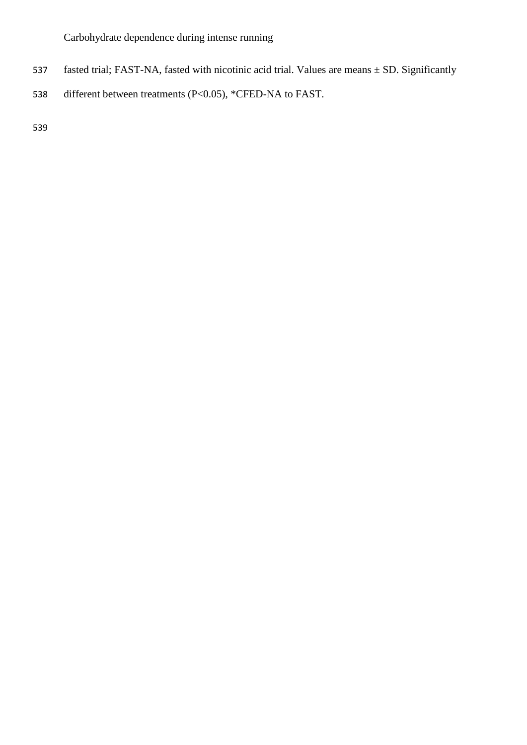fasted trial; FAST-NA, fasted with nicotinic acid trial. Values are means ± SD. Significantly different between treatments ($P<0.05$), *CFED-NA to FAST.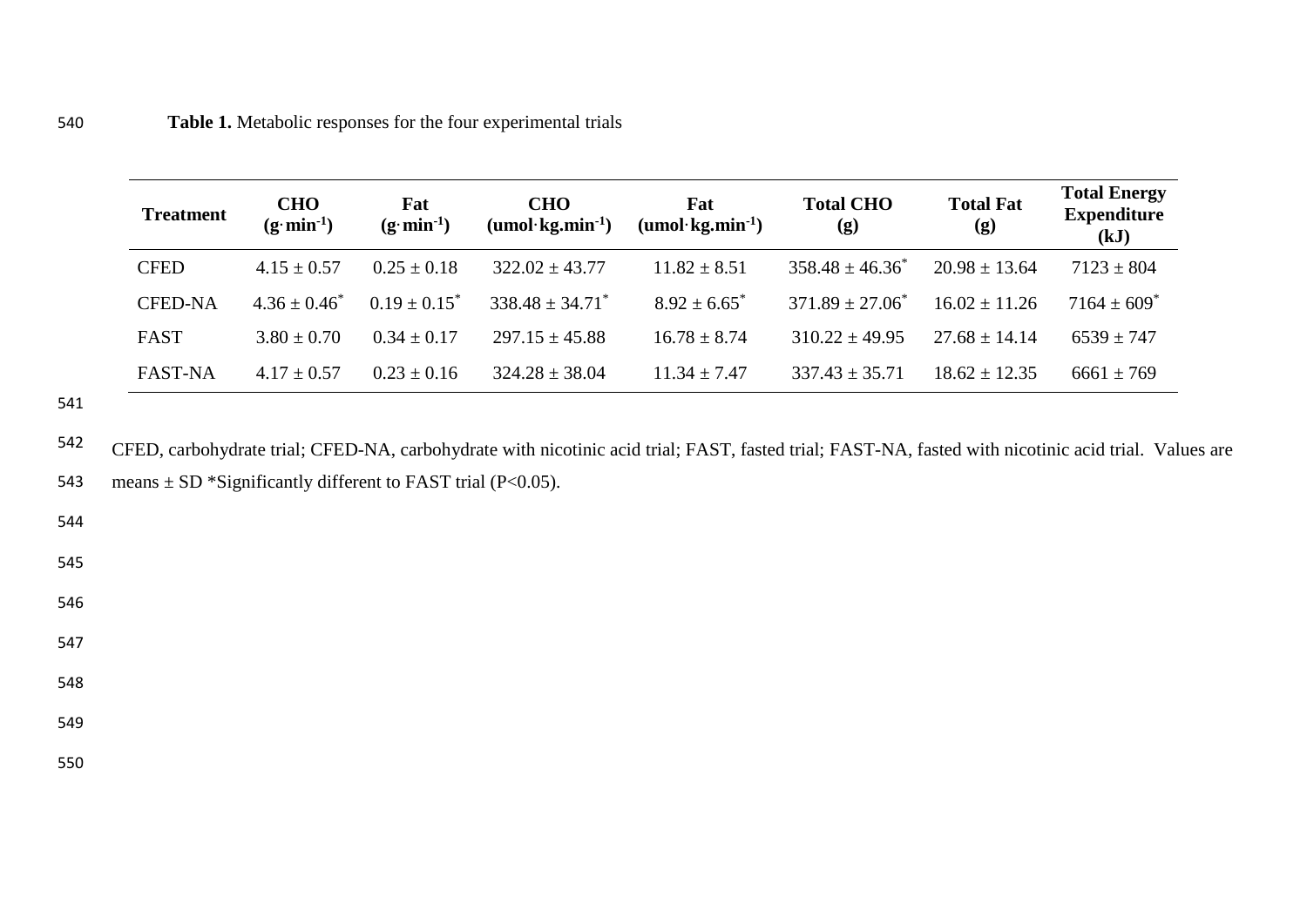**Table 1.** Metabolic responses for the four experimental trials

| Treatment | CHO ($g \cdot min^{-1}$) | Fat ($g \cdot min^{-1}$) | CHO ($umol \cdot kg.min^{-1}$) | Fat ($umol \cdot kg.min^{-1}$) | Total CHO (g) | Total Fat (g) | Total Energy Expenditure (kJ) |
|---|---|---|---|---|---|---|---|
| CFED | 4.15 ± 0.57 | 0.25 ± 0.18 | 322.02 ± 43.77 | 11.82 ± 8.51 | 358.48 ± 46.36* | 20.98 ± 13.64 | 7123 ± 804 |
| CFED-NA | 4.36 ± 0.46* | 0.19 ± 0.15* | 338.48 ± 34.71* | 8.92 ± 6.65* | 371.89 ± 27.06* | 16.02 ± 11.26 | 7164 ± 609* |
| FAST | 3.80 ± 0.70 | 0.34 ± 0.17 | 297.15 ± 45.88 | 16.78 ± 8.74 | 310.22 ± 49.95 | 27.68 ± 14.14 | 6539 ± 747 |
| FAST-NA | 4.17 ± 0.57 | 0.23 ± 0.16 | 324.28 ± 38.04 | 11.34 ± 7.47 | 337.43 ± 35.71 | 18.62 ± 12.35 | 6661 ± 769 |

CFED, carbohydrate trial; CFED-NA, carbohydrate with nicotinic acid trial; FAST, fasted trial; FAST-NA, fasted with nicotinic acid trial. Values are means ± SD *Significantly different to FAST trial ($P<0.05$).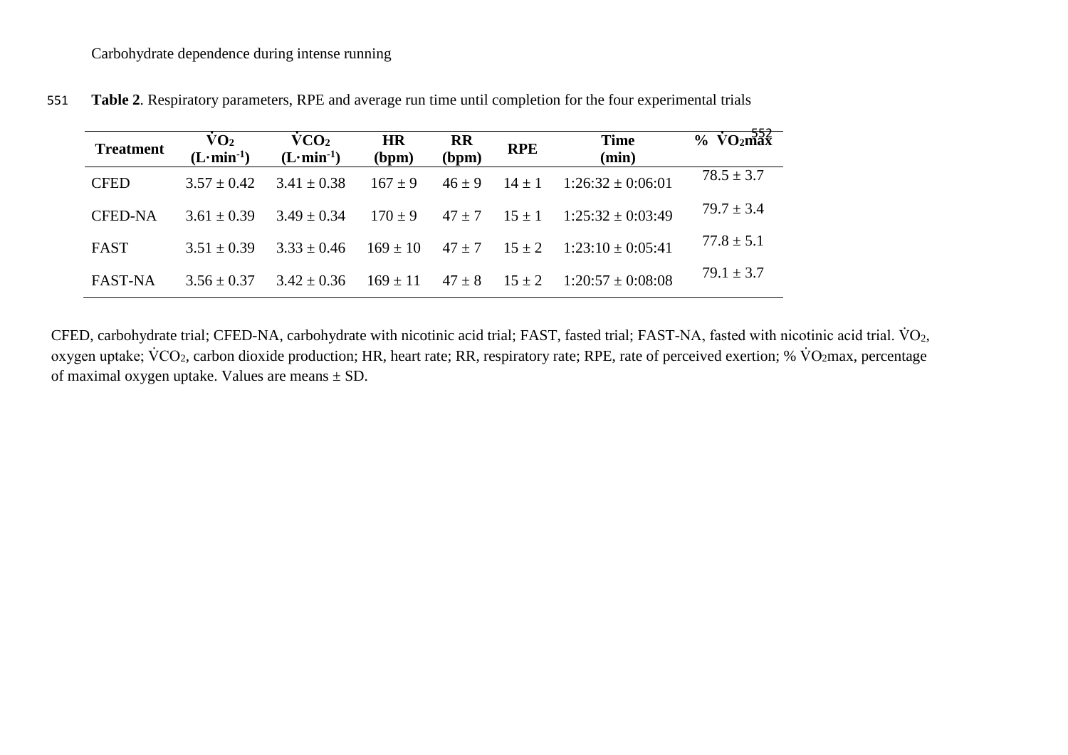**Table 2**. Respiratory parameters, RPE and average run time until completion for the four experimental trials

| Treatment | $\dot{V}O_2$ ($L \cdot min^{-1}$) | $\dot{V}CO_2$ ($L \cdot min^{-1}$) | HR (bpm) | RR (bpm) | RPE | Time (min) | % $\dot{V}O_2max$ |
|---|---|---|---|---|---|---|---|
| CFED | 3.57 ± 0.42 | 3.41 ± 0.38 | 167 ± 9 | 46 ± 9 | 14 ± 1 | 1:26:32 ± 0:06:01 | 78.5 ± 3.7 |
| CFED-NA | 3.61 ± 0.39 | 3.49 ± 0.34 | 170 ± 9 | 47 ± 7 | 15 ± 1 | 1:25:32 ± 0:03:49 | 79.7 ± 3.4 |
| FAST | 3.51 ± 0.39 | 3.33 ± 0.46 | 169 ± 10 | 47 ± 7 | 15 ± 2 | 1:23:10 ± 0:05:41 | 77.8 ± 5.1 |
| FAST-NA | 3.56 ± 0.37 | 3.42 ± 0.36 | 169 ± 11 | 47 ± 8 | 15 ± 2 | 1:20:57 ± 0:08:08 | 79.1 ± 3.7 |

CFED, carbohydrate trial; CFED-NA, carbohydrate with nicotinic acid trial; FAST, fasted trial; FAST-NA, fasted with nicotinic acid trial. $\dot{V}O_2$, oxygen uptake; $\dot{V}CO_2$, carbon dioxide production; HR, heart rate; RR, respiratory rate; RPE, rate of perceived exertion; % $\dot{V}O_2max$, percentage of maximal oxygen uptake. Values are means ± SD.